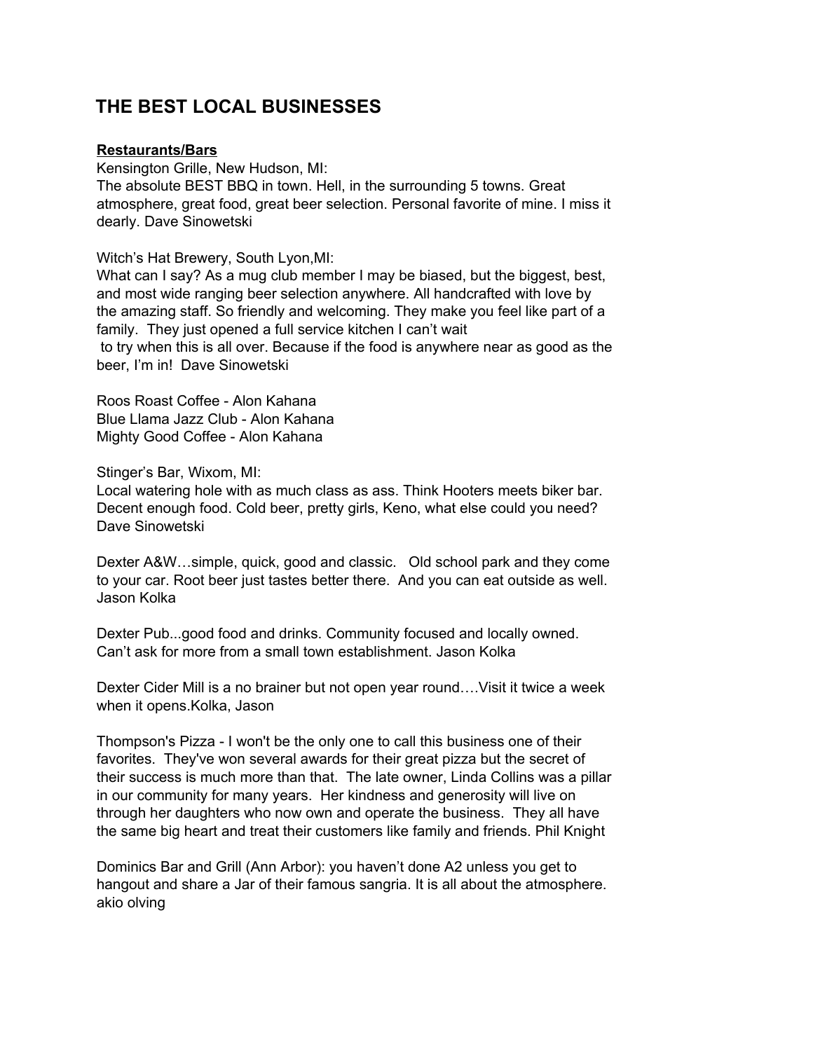# THE BEST LOCAL BUSINESSES

**Restaurants/Bars**

Kensington Grille, New Hudson, MI:
The absolute BEST BBQ in town. Hell, in the surrounding 5 towns. Great atmosphere, great food, great beer selection. Personal favorite of mine. I miss it dearly. Dave Sinowetski

Witch's Hat Brewery, South Lyon,MI:
What can I say? As a mug club member I may be biased, but the biggest, best, and most wide ranging beer selection anywhere. All handcrafted with love by the amazing staff. So friendly and welcoming. They make you feel like part of a family. They just opened a full service kitchen I can't wait to try when this is all over. Because if the food is anywhere near as good as the beer, I'm in! Dave Sinowetski

Roos Roast Coffee - Alon Kahana
Blue Llama Jazz Club - Alon Kahana
Mighty Good Coffee - Alon Kahana

Stinger's Bar, Wixom, MI:
Local watering hole with as much class as ass. Think Hooters meets biker bar. Decent enough food. Cold beer, pretty girls, Keno, what else could you need? Dave Sinowetski

Dexter A&W…simple, quick, good and classic. Old school park and they come to your car. Root beer just tastes better there. And you can eat outside as well. Jason Kolka

Dexter Pub...good food and drinks. Community focused and locally owned. Can't ask for more from a small town establishment. Jason Kolka

Dexter Cider Mill is a no brainer but not open year round….Visit it twice a week when it opens.Kolka, Jason

Thompson's Pizza - I won't be the only one to call this business one of their favorites. They've won several awards for their great pizza but the secret of their success is much more than that. The late owner, Linda Collins was a pillar in our community for many years. Her kindness and generosity will live on through her daughters who now own and operate the business. They all have the same big heart and treat their customers like family and friends. Phil Knight

Dominics Bar and Grill (Ann Arbor): you haven't done A2 unless you get to hangout and share a Jar of their famous sangria. It is all about the atmosphere. akio olving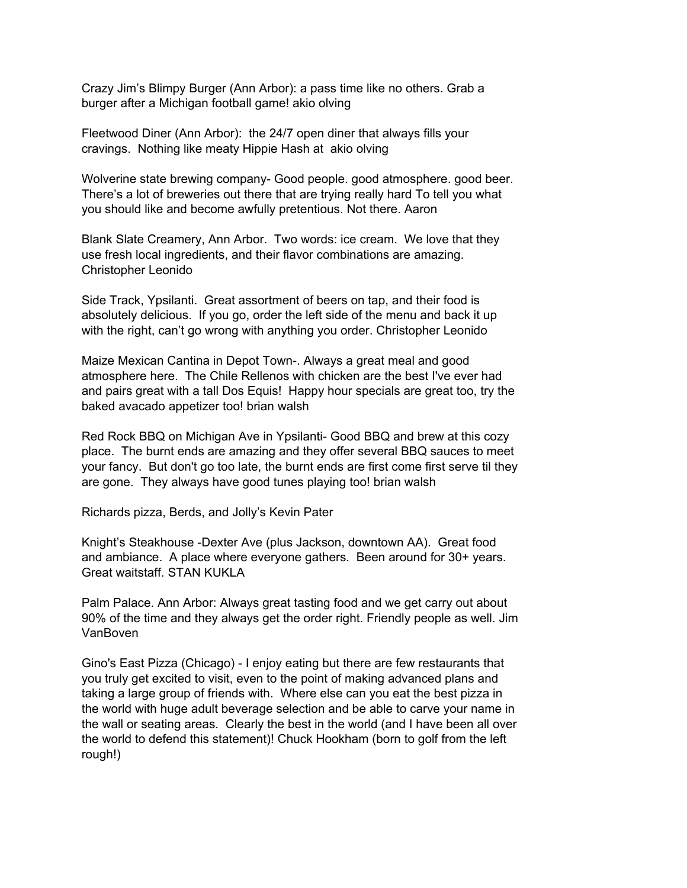Crazy Jim's Blimpy Burger (Ann Arbor): a pass time like no others. Grab a burger after a Michigan football game! akio olving

Fleetwood Diner (Ann Arbor): the 24/7 open diner that always fills your cravings. Nothing like meaty Hippie Hash at akio olving

Wolverine state brewing company- Good people. good atmosphere. good beer. There's a lot of breweries out there that are trying really hard To tell you what you should like and become awfully pretentious. Not there. Aaron

Blank Slate Creamery, Ann Arbor. Two words: ice cream. We love that they use fresh local ingredients, and their flavor combinations are amazing. Christopher Leonido

Side Track, Ypsilanti. Great assortment of beers on tap, and their food is absolutely delicious. If you go, order the left side of the menu and back it up with the right, can't go wrong with anything you order. Christopher Leonido

Maize Mexican Cantina in Depot Town-. Always a great meal and good atmosphere here. The Chile Rellenos with chicken are the best I've ever had and pairs great with a tall Dos Equis! Happy hour specials are great too, try the baked avacado appetizer too! brian walsh

Red Rock BBQ on Michigan Ave in Ypsilanti- Good BBQ and brew at this cozy place. The burnt ends are amazing and they offer several BBQ sauces to meet your fancy. But don't go too late, the burnt ends are first come first serve til they are gone. They always have good tunes playing too! brian walsh

Richards pizza, Berds, and Jolly's Kevin Pater

Knight's Steakhouse -Dexter Ave (plus Jackson, downtown AA). Great food and ambiance. A place where everyone gathers. Been around for 30+ years. Great waitstaff. STAN KUKLA

Palm Palace. Ann Arbor: Always great tasting food and we get carry out about 90% of the time and they always get the order right. Friendly people as well. Jim VanBoven

Gino's East Pizza (Chicago) - I enjoy eating but there are few restaurants that you truly get excited to visit, even to the point of making advanced plans and taking a large group of friends with. Where else can you eat the best pizza in the world with huge adult beverage selection and be able to carve your name in the wall or seating areas. Clearly the best in the world (and I have been all over the world to defend this statement)! Chuck Hookham (born to golf from the left rough!)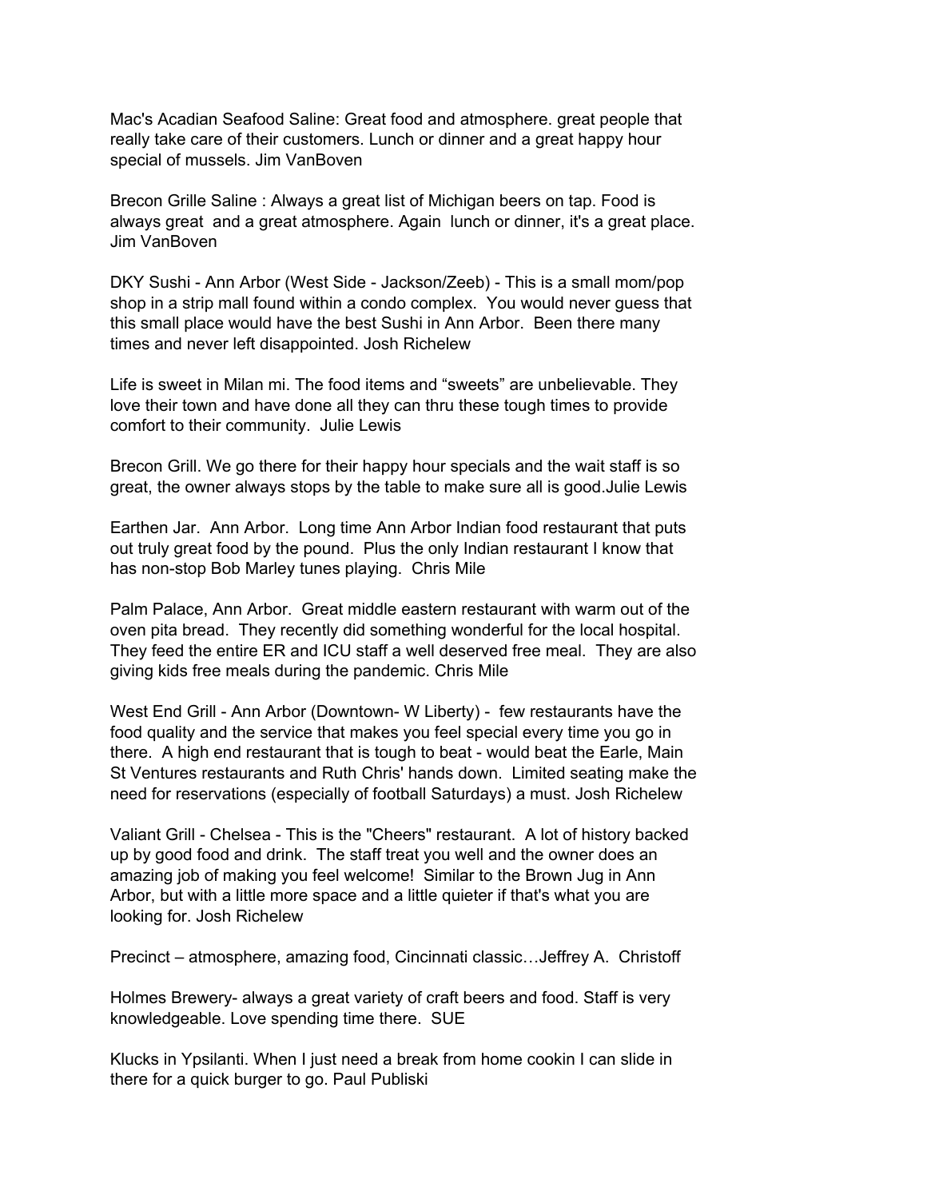Mac's Acadian Seafood Saline: Great food and atmosphere. great people that really take care of their customers. Lunch or dinner and a great happy hour special of mussels. Jim VanBoven

Brecon Grille Saline : Always a great list of Michigan beers on tap. Food is always great and a great atmosphere. Again lunch or dinner, it's a great place. Jim VanBoven

DKY Sushi - Ann Arbor (West Side - Jackson/Zeeb) - This is a small mom/pop shop in a strip mall found within a condo complex. You would never guess that this small place would have the best Sushi in Ann Arbor. Been there many times and never left disappointed. Josh Richelew

Life is sweet in Milan mi. The food items and “sweets” are unbelievable. They love their town and have done all they can thru these tough times to provide comfort to their community. Julie Lewis

Brecon Grill. We go there for their happy hour specials and the wait staff is so great, the owner always stops by the table to make sure all is good.Julie Lewis

Earthen Jar. Ann Arbor. Long time Ann Arbor Indian food restaurant that puts out truly great food by the pound. Plus the only Indian restaurant I know that has non-stop Bob Marley tunes playing. Chris Mile

Palm Palace, Ann Arbor. Great middle eastern restaurant with warm out of the oven pita bread. They recently did something wonderful for the local hospital. They feed the entire ER and ICU staff a well deserved free meal. They are also giving kids free meals during the pandemic. Chris Mile

West End Grill - Ann Arbor (Downtown- W Liberty) - few restaurants have the food quality and the service that makes you feel special every time you go in there. A high end restaurant that is tough to beat - would beat the Earle, Main St Ventures restaurants and Ruth Chris' hands down. Limited seating make the need for reservations (especially of football Saturdays) a must. Josh Richelew

Valiant Grill - Chelsea - This is the "Cheers" restaurant. A lot of history backed up by good food and drink. The staff treat you well and the owner does an amazing job of making you feel welcome! Similar to the Brown Jug in Ann Arbor, but with a little more space and a little quieter if that's what you are looking for. Josh Richelew

Precinct – atmosphere, amazing food, Cincinnati classic…Jeffrey A. Christoff

Holmes Brewery- always a great variety of craft beers and food. Staff is very knowledgeable. Love spending time there. SUE

Klucks in Ypsilanti. When I just need a break from home cookin I can slide in there for a quick burger to go. Paul Publiski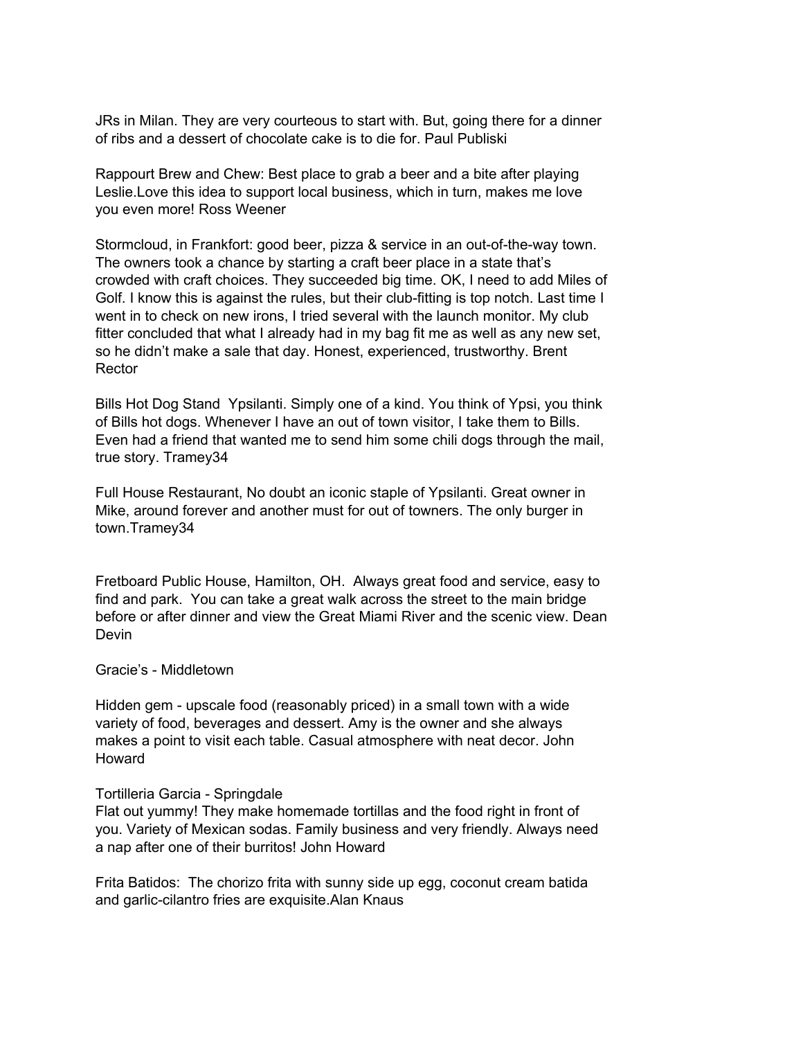JRs in Milan. They are very courteous to start with. But, going there for a dinner of ribs and a dessert of chocolate cake is to die for. Paul Publiski

Rappourt Brew and Chew: Best place to grab a beer and a bite after playing Leslie.Love this idea to support local business, which in turn, makes me love you even more! Ross Weener

Stormcloud, in Frankfort: good beer, pizza & service in an out-of-the-way town. The owners took a chance by starting a craft beer place in a state that's crowded with craft choices. They succeeded big time. OK, I need to add Miles of Golf. I know this is against the rules, but their club-fitting is top notch. Last time I went in to check on new irons, I tried several with the launch monitor. My club fitter concluded that what I already had in my bag fit me as well as any new set, so he didn't make a sale that day. Honest, experienced, trustworthy. Brent Rector

Bills Hot Dog Stand  Ypsilanti. Simply one of a kind. You think of Ypsi, you think of Bills hot dogs. Whenever I have an out of town visitor, I take them to Bills. Even had a friend that wanted me to send him some chili dogs through the mail, true story. Tramey34

Full House Restaurant, No doubt an iconic staple of Ypsilanti. Great owner in Mike, around forever and another must for out of towners. The only burger in town.Tramey34

Fretboard Public House, Hamilton, OH.  Always great food and service, easy to find and park.  You can take a great walk across the street to the main bridge before or after dinner and view the Great Miami River and the scenic view. Dean Devin

Gracie's - Middletown

Hidden gem - upscale food (reasonably priced) in a small town with a wide variety of food, beverages and dessert. Amy is the owner and she always makes a point to visit each table. Casual atmosphere with neat decor. John Howard

Tortilleria Garcia - Springdale
Flat out yummy! They make homemade tortillas and the food right in front of you. Variety of Mexican sodas. Family business and very friendly. Always need a nap after one of their burritos! John Howard

Frita Batidos:  The chorizo frita with sunny side up egg, coconut cream batida and garlic-cilantro fries are exquisite.Alan Knaus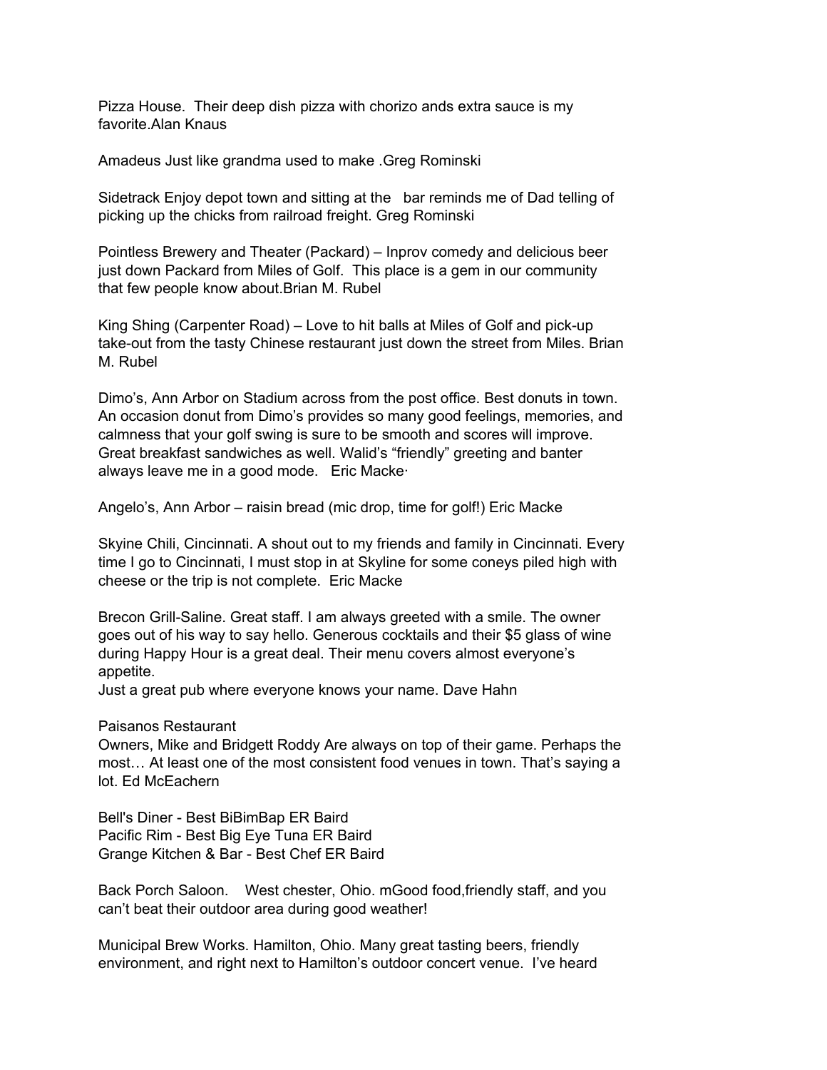Pizza House. Their deep dish pizza with chorizo ands extra sauce is my favorite.Alan Knaus

Amadeus Just like grandma used to make .Greg Rominski

Sidetrack Enjoy depot town and sitting at the bar reminds me of Dad telling of picking up the chicks from railroad freight. Greg Rominski

Pointless Brewery and Theater (Packard) – Inprov comedy and delicious beer just down Packard from Miles of Golf. This place is a gem in our community that few people know about.Brian M. Rubel

King Shing (Carpenter Road) – Love to hit balls at Miles of Golf and pick-up take-out from the tasty Chinese restaurant just down the street from Miles. Brian M. Rubel

Dimo's, Ann Arbor on Stadium across from the post office. Best donuts in town. An occasion donut from Dimo's provides so many good feelings, memories, and calmness that your golf swing is sure to be smooth and scores will improve. Great breakfast sandwiches as well. Walid's "friendly" greeting and banter always leave me in a good mode. Eric Macke·

Angelo's, Ann Arbor – raisin bread (mic drop, time for golf!) Eric Macke

Skyine Chili, Cincinnati. A shout out to my friends and family in Cincinnati. Every time I go to Cincinnati, I must stop in at Skyline for some coneys piled high with cheese or the trip is not complete. Eric Macke

Brecon Grill-Saline. Great staff. I am always greeted with a smile. The owner goes out of his way to say hello. Generous cocktails and their $5 glass of wine during Happy Hour is a great deal. Their menu covers almost everyone's appetite.
Just a great pub where everyone knows your name. Dave Hahn

Paisanos Restaurant
Owners, Mike and Bridgett Roddy Are always on top of their game. Perhaps the most… At least one of the most consistent food venues in town. That's saying a lot. Ed McEachern

Bell's Diner - Best BiBimBap ER Baird
Pacific Rim - Best Big Eye Tuna ER Baird
Grange Kitchen & Bar - Best Chef ER Baird

Back Porch Saloon. West chester, Ohio. mGood food,friendly staff, and you can't beat their outdoor area during good weather!

Municipal Brew Works. Hamilton, Ohio. Many great tasting beers, friendly environment, and right next to Hamilton's outdoor concert venue. I've heard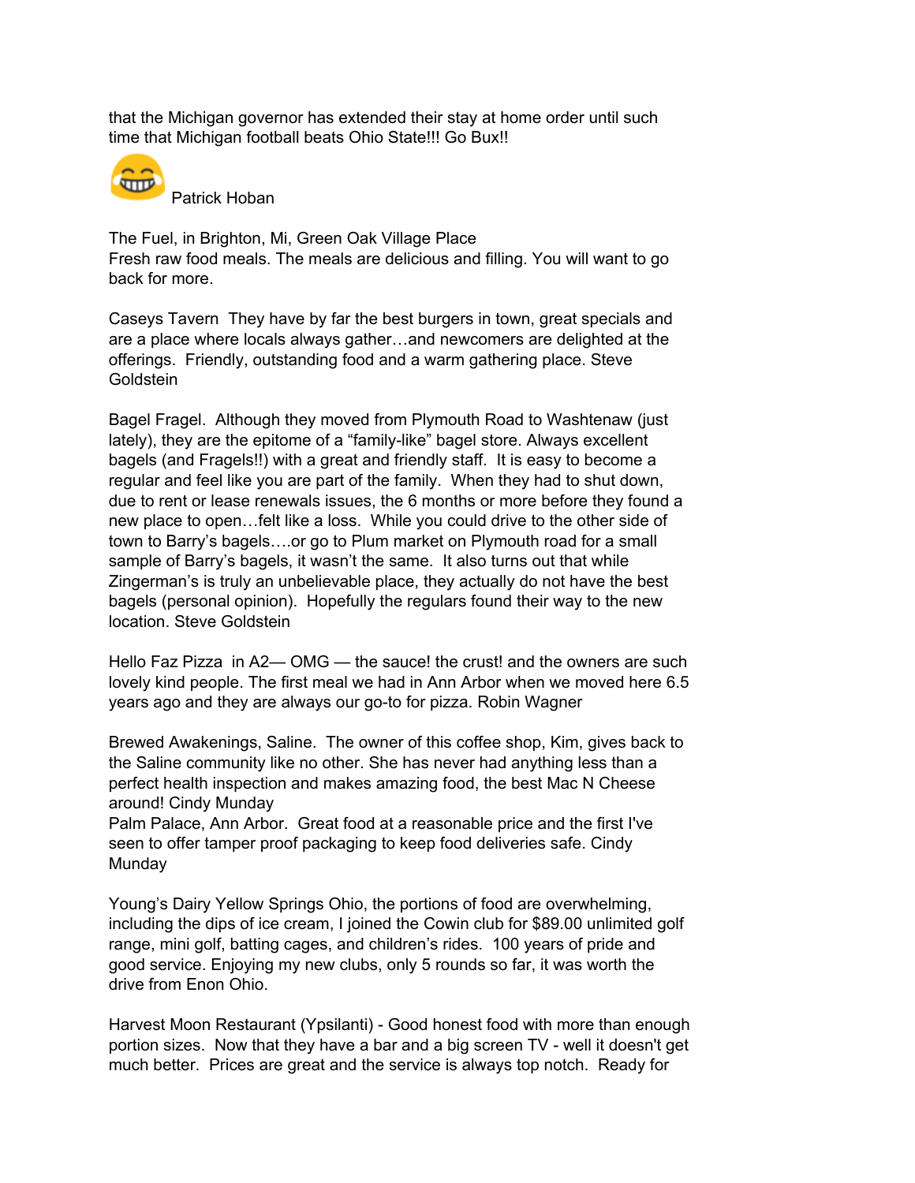that the Michigan governor has extended their stay at home order until such time that Michigan football beats Ohio State!!! Go Bux!!

😂 Patrick Hoban

The Fuel, in Brighton, Mi, Green Oak Village Place
Fresh raw food meals. The meals are delicious and filling. You will want to go back for more.

Caseys Tavern  They have by far the best burgers in town, great specials and are a place where locals always gather…and newcomers are delighted at the offerings.  Friendly, outstanding food and a warm gathering place. Steve Goldstein

Bagel Fragel.  Although they moved from Plymouth Road to Washtenaw (just lately), they are the epitome of a "family-like" bagel store. Always excellent bagels (and Fragels!!) with a great and friendly staff.  It is easy to become a regular and feel like you are part of the family.  When they had to shut down, due to rent or lease renewals issues, the 6 months or more before they found a new place to open…felt like a loss.  While you could drive to the other side of town to Barry's bagels….or go to Plum market on Plymouth road for a small sample of Barry's bagels, it wasn't the same.  It also turns out that while Zingerman's is truly an unbelievable place, they actually do not have the best bagels (personal opinion).  Hopefully the regulars found their way to the new location. Steve Goldstein

Hello Faz Pizza  in A2— OMG — the sauce! the crust! and the owners are such lovely kind people. The first meal we had in Ann Arbor when we moved here 6.5 years ago and they are always our go-to for pizza. Robin Wagner

Brewed Awakenings, Saline.  The owner of this coffee shop, Kim, gives back to the Saline community like no other. She has never had anything less than a perfect health inspection and makes amazing food, the best Mac N Cheese around! Cindy Munday
Palm Palace, Ann Arbor.  Great food at a reasonable price and the first I've seen to offer tamper proof packaging to keep food deliveries safe. Cindy Munday

Young's Dairy Yellow Springs Ohio, the portions of food are overwhelming, including the dips of ice cream, I joined the Cowin club for $89.00 unlimited golf range, mini golf, batting cages, and children's rides.  100 years of pride and good service. Enjoying my new clubs, only 5 rounds so far, it was worth the drive from Enon Ohio.

Harvest Moon Restaurant (Ypsilanti) - Good honest food with more than enough portion sizes.  Now that they have a bar and a big screen TV - well it doesn't get much better.  Prices are great and the service is always top notch.  Ready for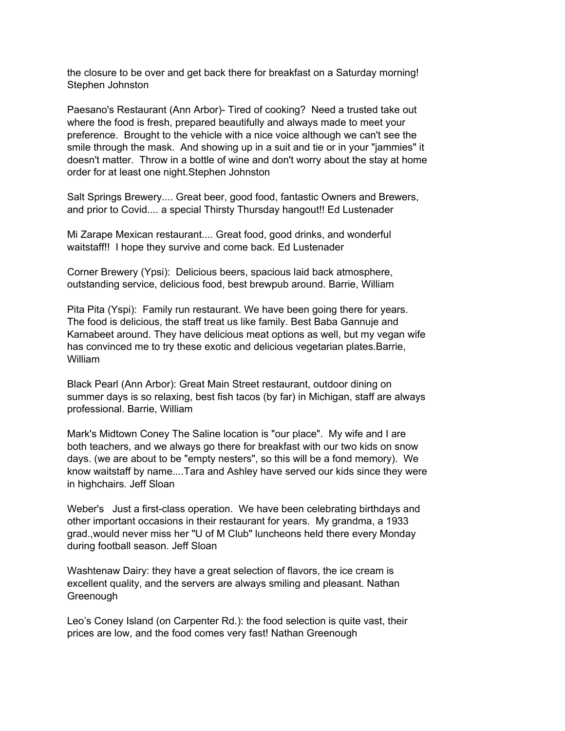the closure to be over and get back there for breakfast on a Saturday morning! Stephen Johnston

Paesano's Restaurant (Ann Arbor)- Tired of cooking? Need a trusted take out where the food is fresh, prepared beautifully and always made to meet your preference. Brought to the vehicle with a nice voice although we can't see the smile through the mask. And showing up in a suit and tie or in your "jammies" it doesn't matter. Throw in a bottle of wine and don't worry about the stay at home order for at least one night.Stephen Johnston

Salt Springs Brewery.... Great beer, good food, fantastic Owners and Brewers, and prior to Covid.... a special Thirsty Thursday hangout!! Ed Lustenader

Mi Zarape Mexican restaurant.... Great food, good drinks, and wonderful waitstaff!! I hope they survive and come back. Ed Lustenader

Corner Brewery (Ypsi): Delicious beers, spacious laid back atmosphere, outstanding service, delicious food, best brewpub around. Barrie, William

Pita Pita (Yspi): Family run restaurant. We have been going there for years. The food is delicious, the staff treat us like family. Best Baba Gannuje and Karnabeet around. They have delicious meat options as well, but my vegan wife has convinced me to try these exotic and delicious vegetarian plates.Barrie, William

Black Pearl (Ann Arbor): Great Main Street restaurant, outdoor dining on summer days is so relaxing, best fish tacos (by far) in Michigan, staff are always professional. Barrie, William

Mark's Midtown Coney The Saline location is "our place". My wife and I are both teachers, and we always go there for breakfast with our two kids on snow days. (we are about to be "empty nesters", so this will be a fond memory). We know waitstaff by name....Tara and Ashley have served our kids since they were in highchairs. Jeff Sloan

Weber's Just a first-class operation. We have been celebrating birthdays and other important occasions in their restaurant for years. My grandma, a 1933 grad.,would never miss her "U of M Club" luncheons held there every Monday during football season. Jeff Sloan

Washtenaw Dairy: they have a great selection of flavors, the ice cream is excellent quality, and the servers are always smiling and pleasant. Nathan Greenough

Leo's Coney Island (on Carpenter Rd.): the food selection is quite vast, their prices are low, and the food comes very fast! Nathan Greenough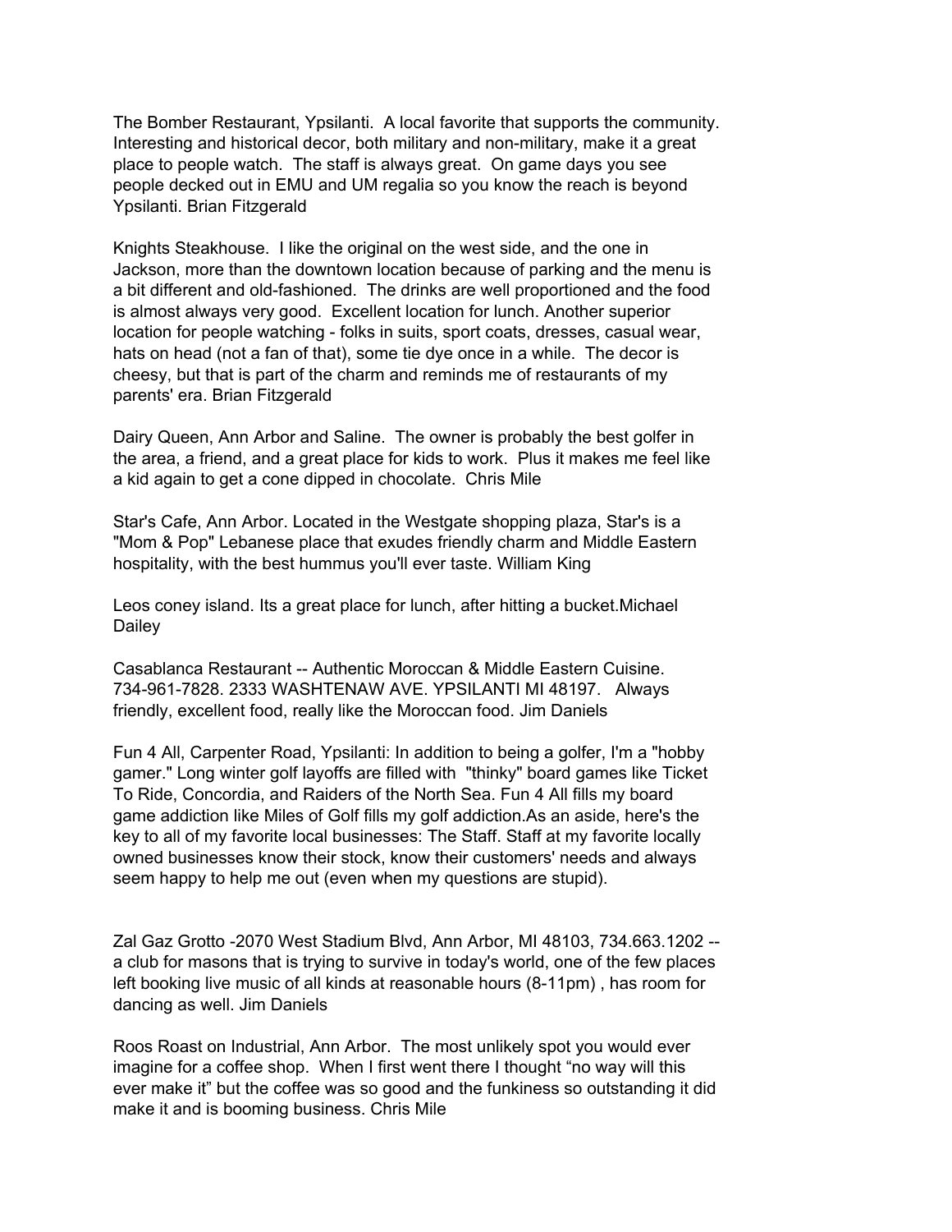The Bomber Restaurant, Ypsilanti. A local favorite that supports the community. Interesting and historical decor, both military and non-military, make it a great place to people watch. The staff is always great. On game days you see people decked out in EMU and UM regalia so you know the reach is beyond Ypsilanti. Brian Fitzgerald

Knights Steakhouse. I like the original on the west side, and the one in Jackson, more than the downtown location because of parking and the menu is a bit different and old-fashioned. The drinks are well proportioned and the food is almost always very good. Excellent location for lunch. Another superior location for people watching - folks in suits, sport coats, dresses, casual wear, hats on head (not a fan of that), some tie dye once in a while. The decor is cheesy, but that is part of the charm and reminds me of restaurants of my parents' era. Brian Fitzgerald

Dairy Queen, Ann Arbor and Saline. The owner is probably the best golfer in the area, a friend, and a great place for kids to work. Plus it makes me feel like a kid again to get a cone dipped in chocolate. Chris Mile

Star's Cafe, Ann Arbor. Located in the Westgate shopping plaza, Star's is a "Mom & Pop" Lebanese place that exudes friendly charm and Middle Eastern hospitality, with the best hummus you'll ever taste. William King

Leos coney island. Its a great place for lunch, after hitting a bucket.Michael Dailey

Casablanca Restaurant -- Authentic Moroccan & Middle Eastern Cuisine. 734-961-7828. 2333 WASHTENAW AVE. YPSILANTI MI 48197. Always friendly, excellent food, really like the Moroccan food. Jim Daniels

Fun 4 All, Carpenter Road, Ypsilanti: In addition to being a golfer, I'm a "hobby gamer." Long winter golf layoffs are filled with "thinky" board games like Ticket To Ride, Concordia, and Raiders of the North Sea. Fun 4 All fills my board game addiction like Miles of Golf fills my golf addiction.As an aside, here's the key to all of my favorite local businesses: The Staff. Staff at my favorite locally owned businesses know their stock, know their customers' needs and always seem happy to help me out (even when my questions are stupid).

Zal Gaz Grotto -2070 West Stadium Blvd, Ann Arbor, MI 48103, 734.663.1202 -- a club for masons that is trying to survive in today's world, one of the few places left booking live music of all kinds at reasonable hours (8-11pm) , has room for dancing as well. Jim Daniels

Roos Roast on Industrial, Ann Arbor. The most unlikely spot you would ever imagine for a coffee shop. When I first went there I thought “no way will this ever make it” but the coffee was so good and the funkiness so outstanding it did make it and is booming business. Chris Mile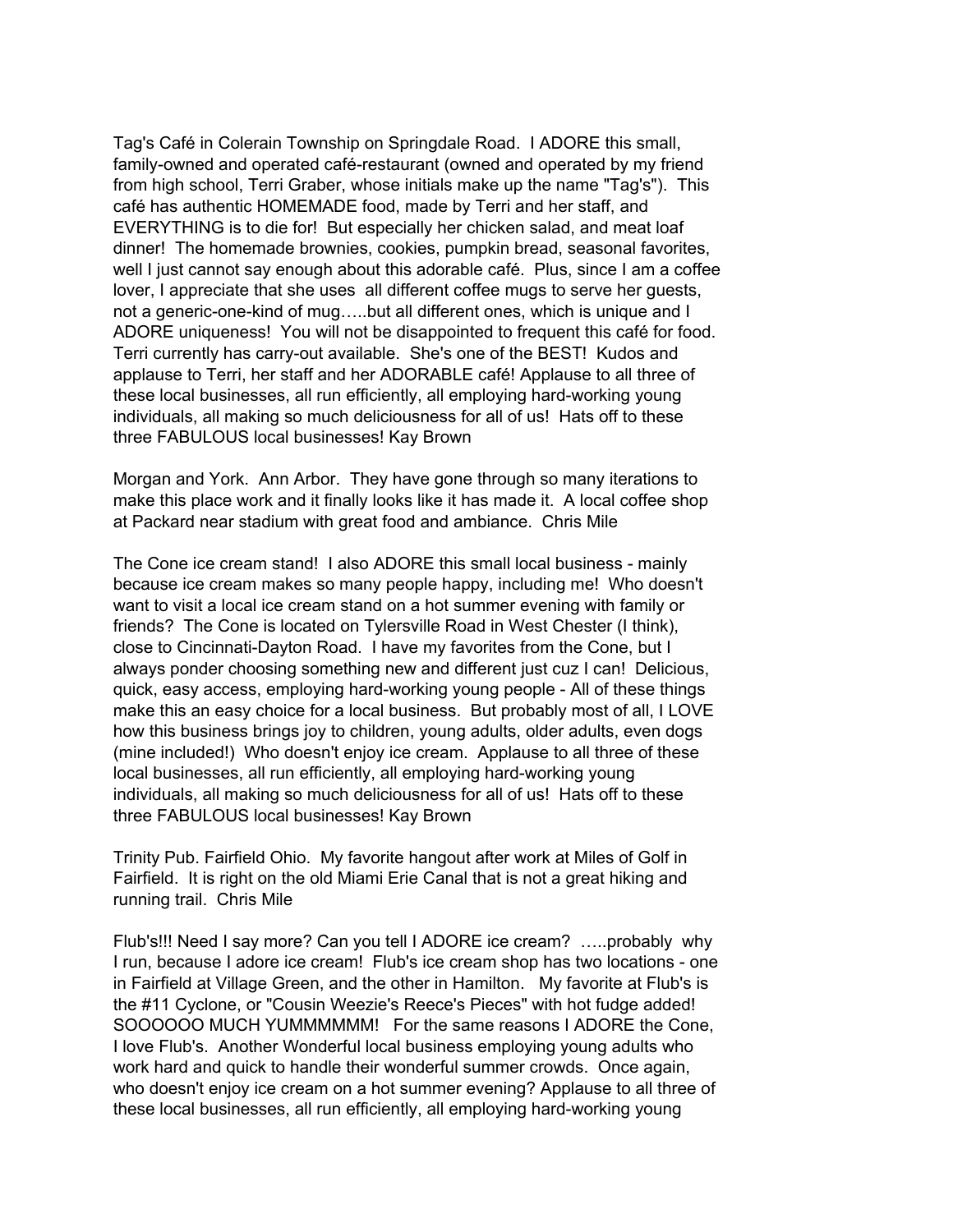Tag's Café in Colerain Township on Springdale Road.  I ADORE this small, family-owned and operated café-restaurant (owned and operated by my friend from high school, Terri Graber, whose initials make up the name "Tag's").  This café has authentic HOMEMADE food, made by Terri and her staff, and EVERYTHING is to die for!  But especially her chicken salad, and meat loaf dinner!  The homemade brownies, cookies, pumpkin bread, seasonal favorites, well I just cannot say enough about this adorable café.  Plus, since I am a coffee lover, I appreciate that she uses  all different coffee mugs to serve her guests, not a generic-one-kind of mug…..but all different ones, which is unique and I ADORE uniqueness!  You will not be disappointed to frequent this café for food. Terri currently has carry-out available.  She's one of the BEST!  Kudos and applause to Terri, her staff and her ADORABLE café! Applause to all three of these local businesses, all run efficiently, all employing hard-working young individuals, all making so much deliciousness for all of us!  Hats off to these three FABULOUS local businesses! Kay Brown

Morgan and York.  Ann Arbor.  They have gone through so many iterations to make this place work and it finally looks like it has made it.  A local coffee shop at Packard near stadium with great food and ambiance.  Chris Mile

The Cone ice cream stand!  I also ADORE this small local business - mainly because ice cream makes so many people happy, including me!  Who doesn't want to visit a local ice cream stand on a hot summer evening with family or friends?  The Cone is located on Tylersville Road in West Chester (I think), close to Cincinnati-Dayton Road.  I have my favorites from the Cone, but I always ponder choosing something new and different just cuz I can!  Delicious, quick, easy access, employing hard-working young people - All of these things make this an easy choice for a local business.  But probably most of all, I LOVE how this business brings joy to children, young adults, older adults, even dogs (mine included!)  Who doesn't enjoy ice cream.  Applause to all three of these local businesses, all run efficiently, all employing hard-working young individuals, all making so much deliciousness for all of us!  Hats off to these three FABULOUS local businesses! Kay Brown

Trinity Pub. Fairfield Ohio.  My favorite hangout after work at Miles of Golf in Fairfield.  It is right on the old Miami Erie Canal that is not a great hiking and running trail.  Chris Mile

Flub's!!! Need I say more? Can you tell I ADORE ice cream?  …..probably  why I run, because I adore ice cream! Flub's ice cream shop has two locations - one in Fairfield at Village Green, and the other in Hamilton.   My favorite at Flub's is the #11 Cyclone, or "Cousin Weezie's Reece's Pieces" with hot fudge added! SOOOOOO MUCH YUMMMMMM!   For the same reasons I ADORE the Cone, I love Flub's.  Another Wonderful local business employing young adults who work hard and quick to handle their wonderful summer crowds.  Once again, who doesn't enjoy ice cream on a hot summer evening? Applause to all three of these local businesses, all run efficiently, all employing hard-working young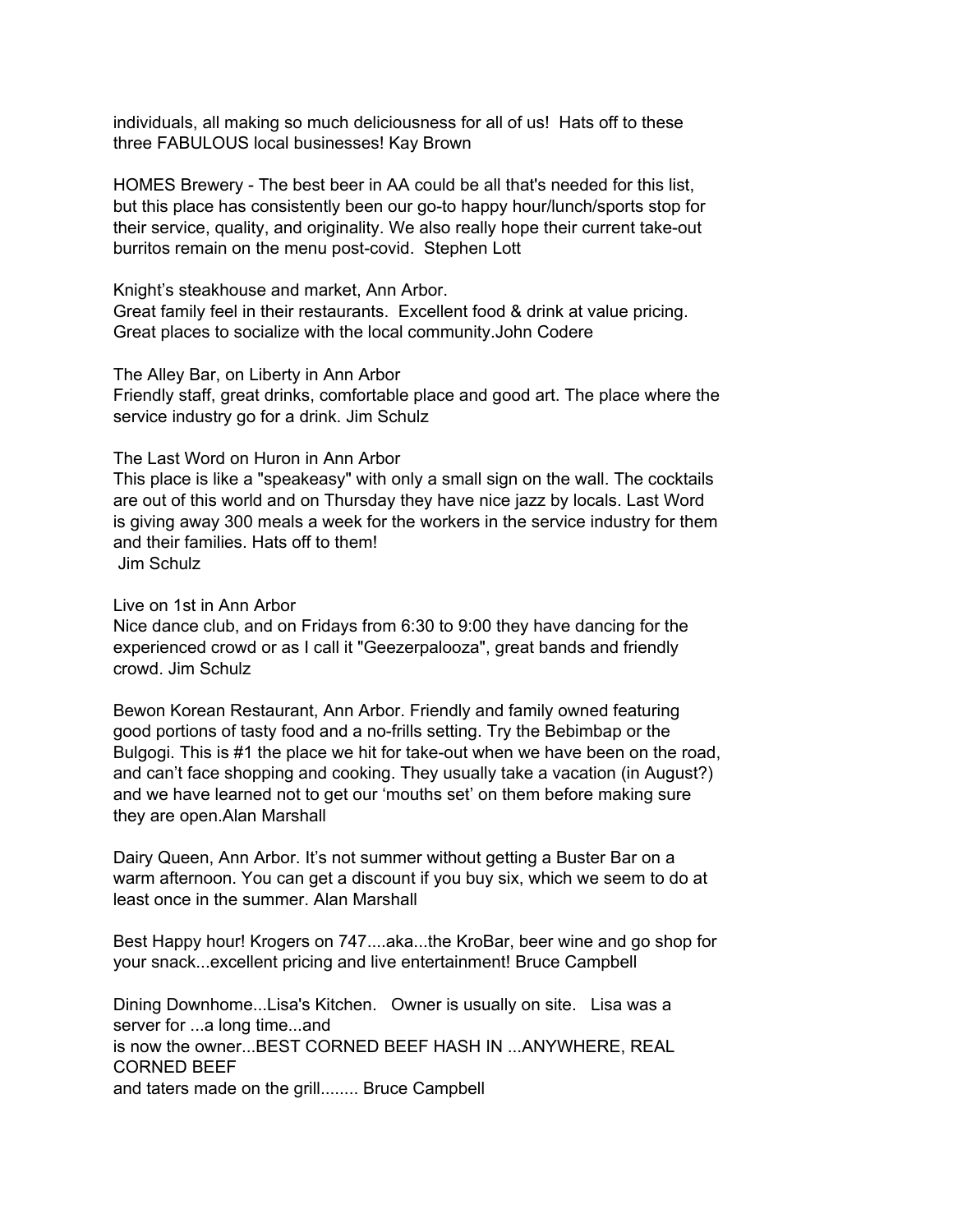individuals, all making so much deliciousness for all of us!  Hats off to these three FABULOUS local businesses! Kay Brown

HOMES Brewery - The best beer in AA could be all that's needed for this list, but this place has consistently been our go-to happy hour/lunch/sports stop for their service, quality, and originality. We also really hope their current take-out burritos remain on the menu post-covid.  Stephen Lott

Knight's steakhouse and market, Ann Arbor.
Great family feel in their restaurants.  Excellent food & drink at value pricing. Great places to socialize with the local community.John Codere

The Alley Bar, on Liberty in Ann Arbor
Friendly staff, great drinks, comfortable place and good art. The place where the service industry go for a drink. Jim Schulz

The Last Word on Huron in Ann Arbor
This place is like a "speakeasy" with only a small sign on the wall. The cocktails are out of this world and on Thursday they have nice jazz by locals. Last Word is giving away 300 meals a week for the workers in the service industry for them and their families. Hats off to them!
Jim Schulz

Live on 1st in Ann Arbor
Nice dance club, and on Fridays from 6:30 to 9:00 they have dancing for the experienced crowd or as I call it "Geezerpalooza", great bands and friendly crowd. Jim Schulz

Bewon Korean Restaurant, Ann Arbor. Friendly and family owned featuring good portions of tasty food and a no-frills setting. Try the Bebimbap or the Bulgogi. This is #1 the place we hit for take-out when we have been on the road, and can't face shopping and cooking. They usually take a vacation (in August?) and we have learned not to get our 'mouths set' on them before making sure they are open.Alan Marshall

Dairy Queen, Ann Arbor. It's not summer without getting a Buster Bar on a warm afternoon. You can get a discount if you buy six, which we seem to do at least once in the summer. Alan Marshall

Best Happy hour! Krogers on 747....aka...the KroBar, beer wine and go shop for your snack...excellent pricing and live entertainment! Bruce Campbell

Dining Downhome...Lisa's Kitchen.   Owner is usually on site.   Lisa was a server for ...a long time...and
is now the owner...BEST CORNED BEEF HASH IN ...ANYWHERE, REAL CORNED BEEF
and taters made on the grill........ Bruce Campbell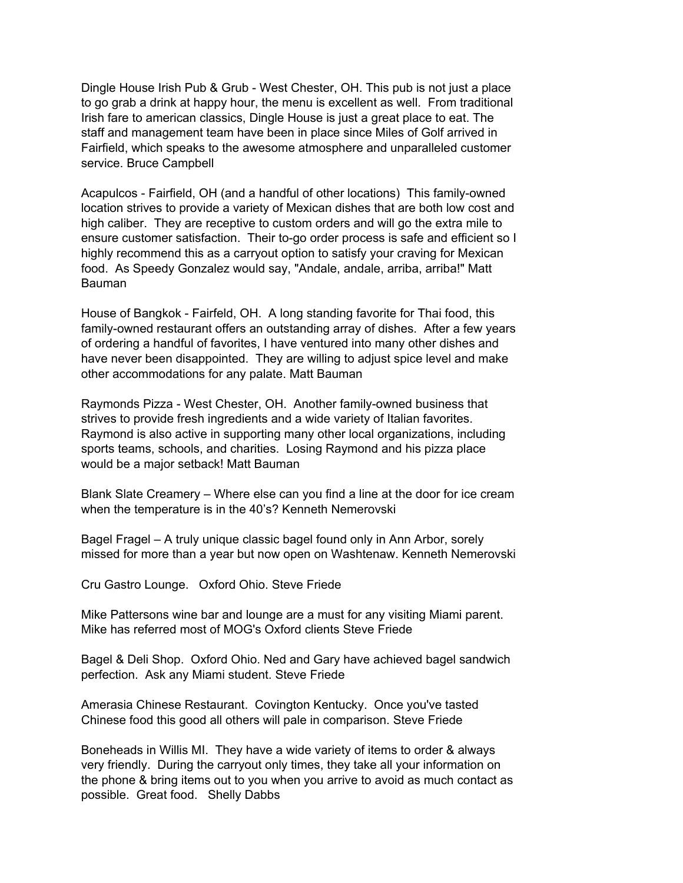Dingle House Irish Pub & Grub - West Chester, OH. This pub is not just a place to go grab a drink at happy hour, the menu is excellent as well. From traditional Irish fare to american classics, Dingle House is just a great place to eat. The staff and management team have been in place since Miles of Golf arrived in Fairfield, which speaks to the awesome atmosphere and unparalleled customer service. Bruce Campbell

Acapulcos - Fairfield, OH (and a handful of other locations) This family-owned location strives to provide a variety of Mexican dishes that are both low cost and high caliber. They are receptive to custom orders and will go the extra mile to ensure customer satisfaction. Their to-go order process is safe and efficient so I highly recommend this as a carryout option to satisfy your craving for Mexican food. As Speedy Gonzalez would say, "Andale, andale, arriba, arriba!" Matt Bauman

House of Bangkok - Fairfeld, OH. A long standing favorite for Thai food, this family-owned restaurant offers an outstanding array of dishes. After a few years of ordering a handful of favorites, I have ventured into many other dishes and have never been disappointed. They are willing to adjust spice level and make other accommodations for any palate. Matt Bauman

Raymonds Pizza - West Chester, OH. Another family-owned business that strives to provide fresh ingredients and a wide variety of Italian favorites. Raymond is also active in supporting many other local organizations, including sports teams, schools, and charities. Losing Raymond and his pizza place would be a major setback! Matt Bauman

Blank Slate Creamery – Where else can you find a line at the door for ice cream when the temperature is in the 40's? Kenneth Nemerovski

Bagel Fragel – A truly unique classic bagel found only in Ann Arbor, sorely missed for more than a year but now open on Washtenaw. Kenneth Nemerovski

Cru Gastro Lounge. Oxford Ohio. Steve Friede

Mike Pattersons wine bar and lounge are a must for any visiting Miami parent. Mike has referred most of MOG's Oxford clients Steve Friede

Bagel & Deli Shop. Oxford Ohio. Ned and Gary have achieved bagel sandwich perfection. Ask any Miami student. Steve Friede

Amerasia Chinese Restaurant. Covington Kentucky. Once you've tasted Chinese food this good all others will pale in comparison. Steve Friede

Boneheads in Willis MI. They have a wide variety of items to order & always very friendly. During the carryout only times, they take all your information on the phone & bring items out to you when you arrive to avoid as much contact as possible. Great food. Shelly Dabbs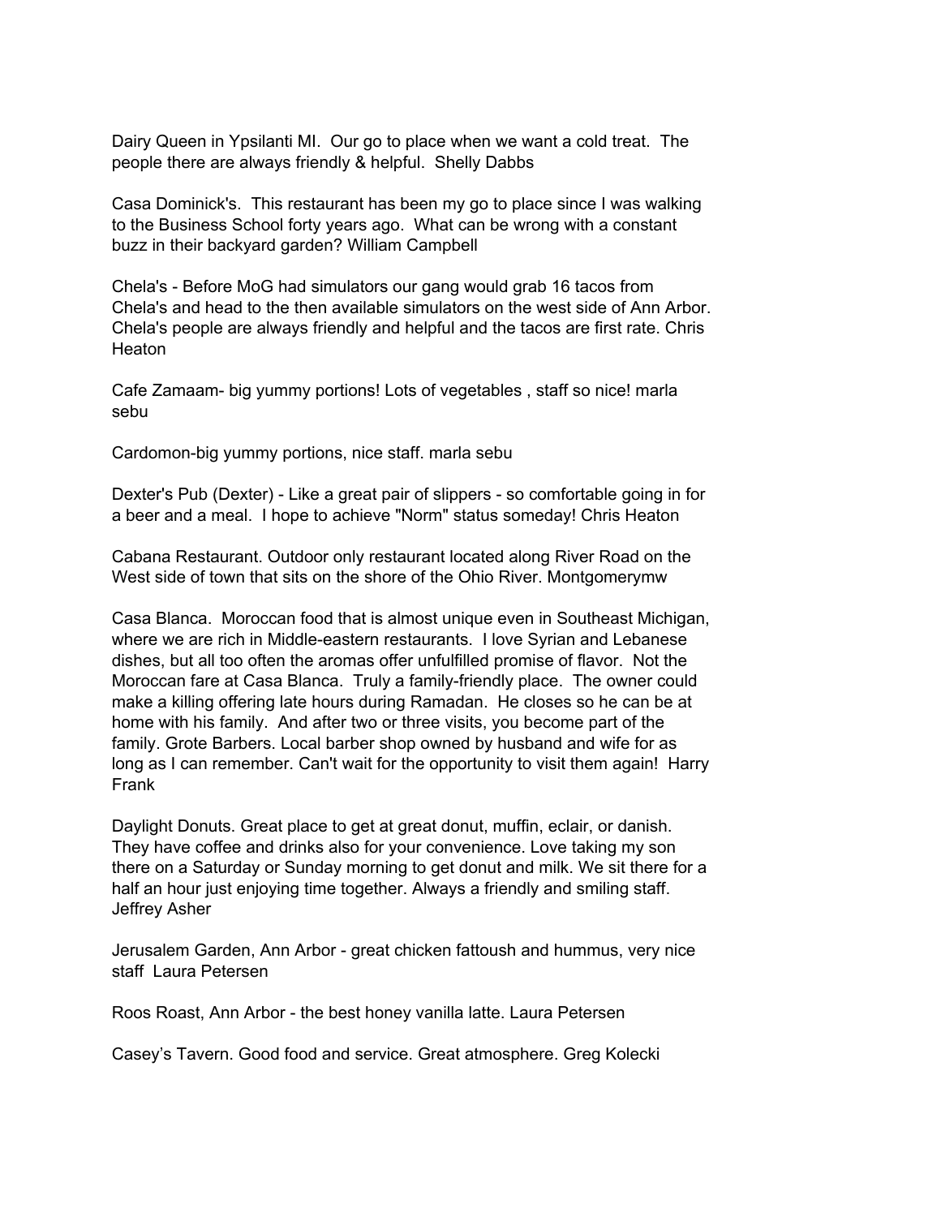Dairy Queen in Ypsilanti MI.  Our go to place when we want a cold treat.  The people there are always friendly & helpful.  Shelly Dabbs

Casa Dominick's.  This restaurant has been my go to place since I was walking to the Business School forty years ago.  What can be wrong with a constant buzz in their backyard garden? William Campbell

Chela's - Before MoG had simulators our gang would grab 16 tacos from Chela's and head to the then available simulators on the west side of Ann Arbor. Chela's people are always friendly and helpful and the tacos are first rate. Chris Heaton

Cafe Zamaam- big yummy portions! Lots of vegetables , staff so nice! marla sebu

Cardomon-big yummy portions, nice staff. marla sebu

Dexter's Pub (Dexter) - Like a great pair of slippers - so comfortable going in for a beer and a meal.  I hope to achieve "Norm" status someday! Chris Heaton

Cabana Restaurant. Outdoor only restaurant located along River Road on the West side of town that sits on the shore of the Ohio River. Montgomerymw

Casa Blanca.  Moroccan food that is almost unique even in Southeast Michigan, where we are rich in Middle-eastern restaurants.  I love Syrian and Lebanese dishes, but all too often the aromas offer unfulfilled promise of flavor.  Not the Moroccan fare at Casa Blanca.  Truly a family-friendly place.  The owner could make a killing offering late hours during Ramadan.  He closes so he can be at home with his family.  And after two or three visits, you become part of the family. Grote Barbers. Local barber shop owned by husband and wife for as long as I can remember. Can't wait for the opportunity to visit them again!  Harry Frank

Daylight Donuts. Great place to get at great donut, muffin, eclair, or danish. They have coffee and drinks also for your convenience. Love taking my son there on a Saturday or Sunday morning to get donut and milk. We sit there for a half an hour just enjoying time together. Always a friendly and smiling staff. Jeffrey Asher

Jerusalem Garden, Ann Arbor - great chicken fattoush and hummus, very nice staff  Laura Petersen

Roos Roast, Ann Arbor - the best honey vanilla latte. Laura Petersen

Casey's Tavern. Good food and service. Great atmosphere. Greg Kolecki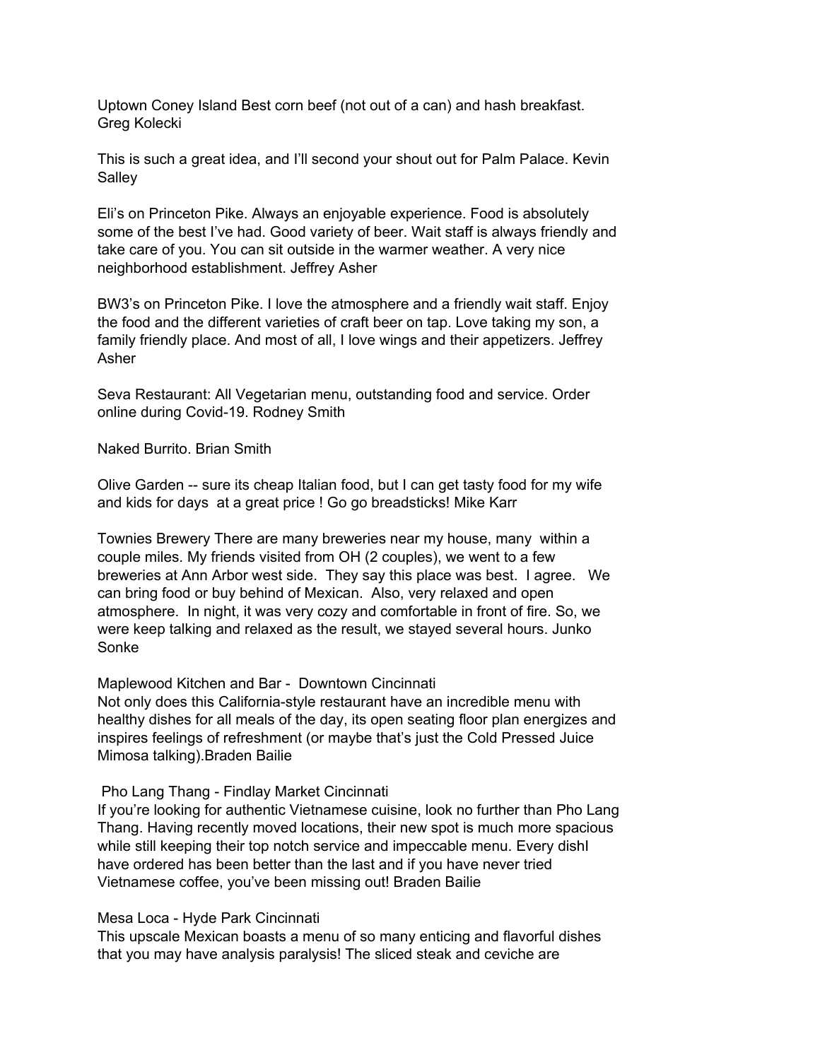Uptown Coney Island Best corn beef (not out of a can) and hash breakfast. Greg Kolecki

This is such a great idea, and I'll second your shout out for Palm Palace. Kevin Salley

Eli's on Princeton Pike. Always an enjoyable experience. Food is absolutely some of the best I've had. Good variety of beer. Wait staff is always friendly and take care of you. You can sit outside in the warmer weather. A very nice neighborhood establishment. Jeffrey Asher

BW3's on Princeton Pike. I love the atmosphere and a friendly wait staff. Enjoy the food and the different varieties of craft beer on tap. Love taking my son, a family friendly place. And most of all, I love wings and their appetizers. Jeffrey Asher

Seva Restaurant: All Vegetarian menu, outstanding food and service. Order online during Covid-19. Rodney Smith

Naked Burrito. Brian Smith

Olive Garden -- sure its cheap Italian food, but I can get tasty food for my wife and kids for days at a great price ! Go go breadsticks! Mike Karr

Townies Brewery There are many breweries near my house, many within a couple miles. My friends visited from OH (2 couples), we went to a few breweries at Ann Arbor west side. They say this place was best. I agree. We can bring food or buy behind of Mexican. Also, very relaxed and open atmosphere. In night, it was very cozy and comfortable in front of fire. So, we were keep talking and relaxed as the result, we stayed several hours. Junko Sonke

Maplewood Kitchen and Bar - Downtown Cincinnati
Not only does this California-style restaurant have an incredible menu with healthy dishes for all meals of the day, its open seating floor plan energizes and inspires feelings of refreshment (or maybe that's just the Cold Pressed Juice Mimosa talking).Braden Bailie

Pho Lang Thang - Findlay Market Cincinnati
If you're looking for authentic Vietnamese cuisine, look no further than Pho Lang Thang. Having recently moved locations, their new spot is much more spacious while still keeping their top notch service and impeccable menu. Every dishI have ordered has been better than the last and if you have never tried Vietnamese coffee, you've been missing out! Braden Bailie

Mesa Loca - Hyde Park Cincinnati
This upscale Mexican boasts a menu of so many enticing and flavorful dishes that you may have analysis paralysis! The sliced steak and ceviche are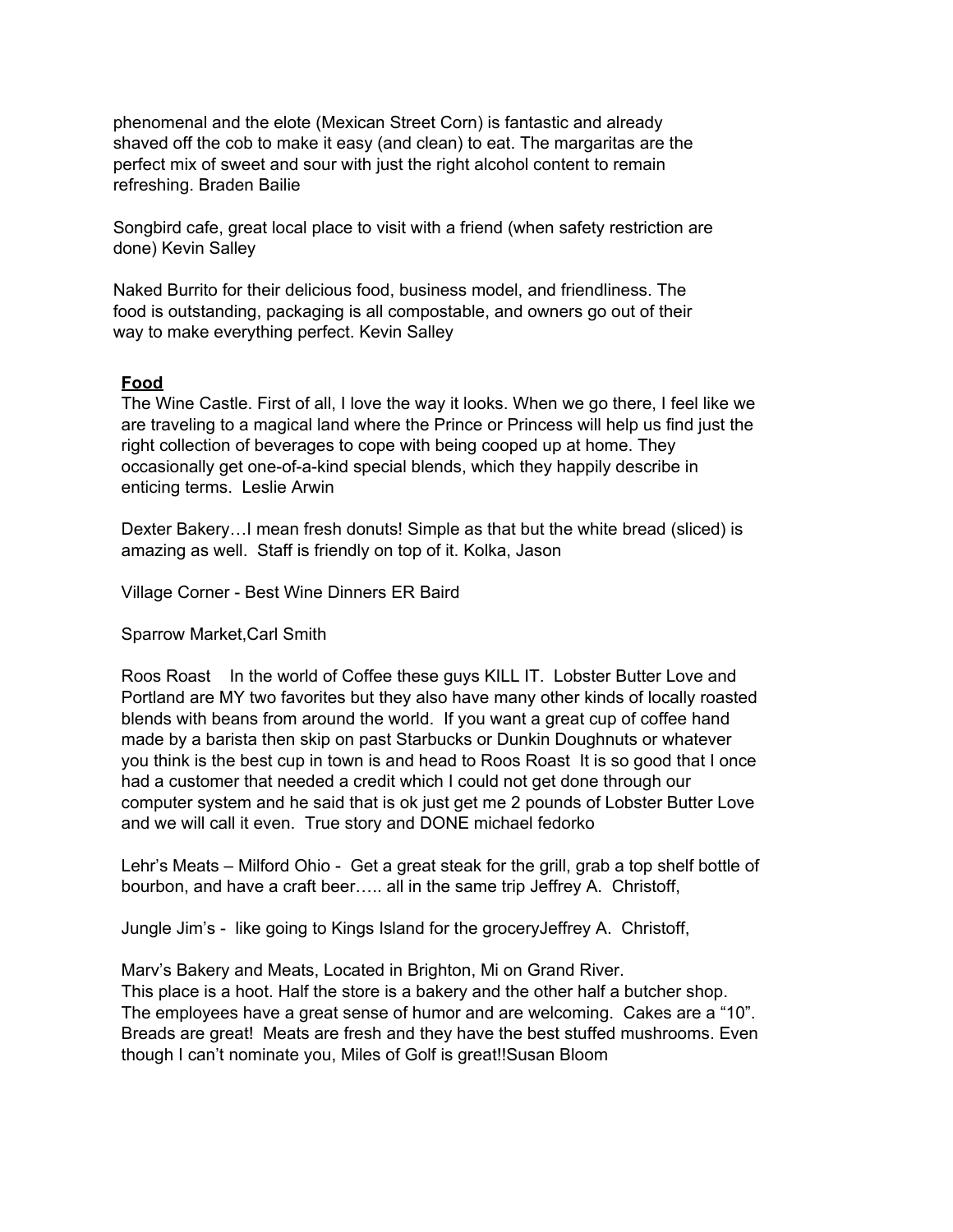phenomenal and the elote (Mexican Street Corn) is fantastic and already shaved off the cob to make it easy (and clean) to eat. The margaritas are the perfect mix of sweet and sour with just the right alcohol content to remain refreshing. Braden Bailie

Songbird cafe, great local place to visit with a friend (when safety restriction are done) Kevin Salley

Naked Burrito for their delicious food, business model, and friendliness. The food is outstanding, packaging is all compostable, and owners go out of their way to make everything perfect. Kevin Salley

**Food**

The Wine Castle. First of all, I love the way it looks. When we go there, I feel like we are traveling to a magical land where the Prince or Princess will help us find just the right collection of beverages to cope with being cooped up at home. They occasionally get one-of-a-kind special blends, which they happily describe in enticing terms. Leslie Arwin

Dexter Bakery…I mean fresh donuts! Simple as that but the white bread (sliced) is amazing as well. Staff is friendly on top of it. Kolka, Jason

Village Corner - Best Wine Dinners ER Baird

Sparrow Market,Carl Smith

Roos Roast In the world of Coffee these guys KILL IT. Lobster Butter Love and Portland are MY two favorites but they also have many other kinds of locally roasted blends with beans from around the world. If you want a great cup of coffee hand made by a barista then skip on past Starbucks or Dunkin Doughnuts or whatever you think is the best cup in town is and head to Roos Roast It is so good that I once had a customer that needed a credit which I could not get done through our computer system and he said that is ok just get me 2 pounds of Lobster Butter Love and we will call it even. True story and DONE michael fedorko

Lehr's Meats – Milford Ohio - Get a great steak for the grill, grab a top shelf bottle of bourbon, and have a craft beer….. all in the same trip Jeffrey A. Christoff,

Jungle Jim's - like going to Kings Island for the groceryJeffrey A. Christoff,

Marv's Bakery and Meats, Located in Brighton, Mi on Grand River.
This place is a hoot. Half the store is a bakery and the other half a butcher shop. The employees have a great sense of humor and are welcoming. Cakes are a "10". Breads are great! Meats are fresh and they have the best stuffed mushrooms. Even though I can't nominate you, Miles of Golf is great!!Susan Bloom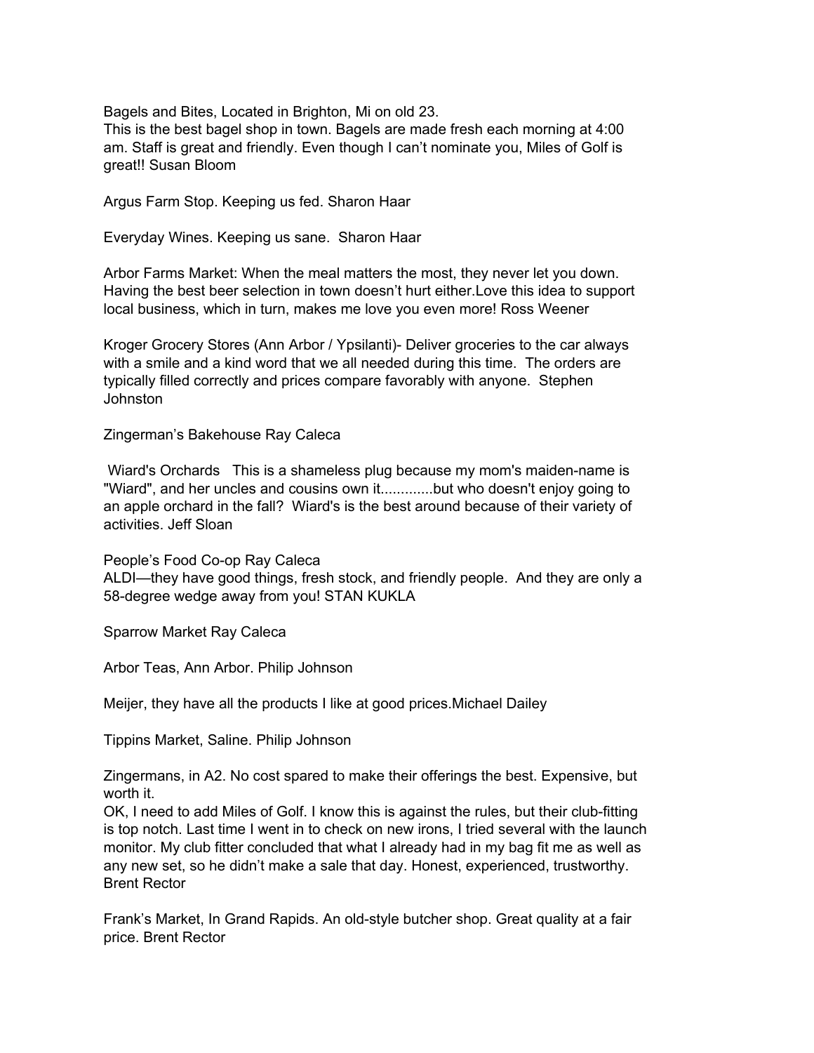Bagels and Bites, Located in Brighton, Mi on old 23.
This is the best bagel shop in town. Bagels are made fresh each morning at 4:00 am. Staff is great and friendly. Even though I can't nominate you, Miles of Golf is great!! Susan Bloom

Argus Farm Stop. Keeping us fed. Sharon Haar

Everyday Wines. Keeping us sane. Sharon Haar

Arbor Farms Market: When the meal matters the most, they never let you down. Having the best beer selection in town doesn't hurt either.Love this idea to support local business, which in turn, makes me love you even more! Ross Weener

Kroger Grocery Stores (Ann Arbor / Ypsilanti)- Deliver groceries to the car always with a smile and a kind word that we all needed during this time. The orders are typically filled correctly and prices compare favorably with anyone. Stephen Johnston

Zingerman's Bakehouse Ray Caleca

Wiard's Orchards This is a shameless plug because my mom's maiden-name is "Wiard", and her uncles and cousins own it.............but who doesn't enjoy going to an apple orchard in the fall? Wiard's is the best around because of their variety of activities. Jeff Sloan

People's Food Co-op Ray Caleca
ALDI—they have good things, fresh stock, and friendly people. And they are only a 58-degree wedge away from you! STAN KUKLA

Sparrow Market Ray Caleca

Arbor Teas, Ann Arbor. Philip Johnson

Meijer, they have all the products I like at good prices.Michael Dailey

Tippins Market, Saline. Philip Johnson

Zingermans, in A2. No cost spared to make their offerings the best. Expensive, but worth it.
OK, I need to add Miles of Golf. I know this is against the rules, but their club-fitting is top notch. Last time I went in to check on new irons, I tried several with the launch monitor. My club fitter concluded that what I already had in my bag fit me as well as any new set, so he didn't make a sale that day. Honest, experienced, trustworthy. Brent Rector

Frank's Market, In Grand Rapids. An old-style butcher shop. Great quality at a fair price. Brent Rector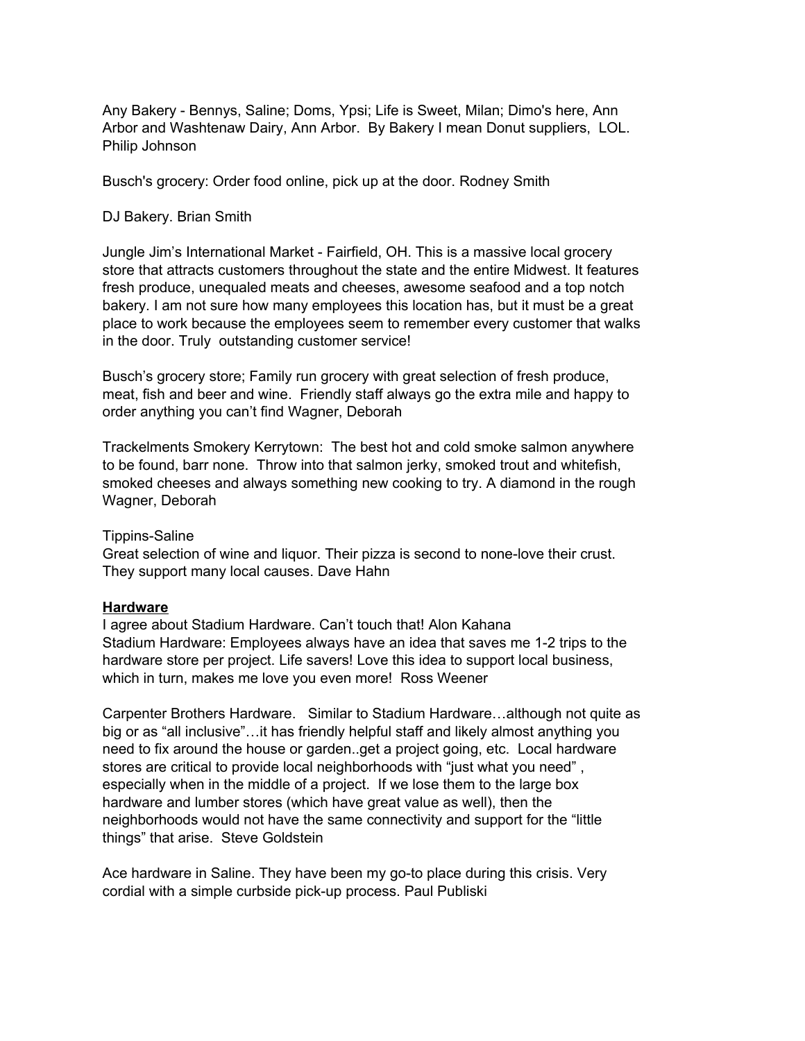Any Bakery - Bennys, Saline; Doms, Ypsi; Life is Sweet, Milan; Dimo's here, Ann Arbor and Washtenaw Dairy, Ann Arbor. By Bakery I mean Donut suppliers, LOL. Philip Johnson

Busch's grocery: Order food online, pick up at the door. Rodney Smith

DJ Bakery. Brian Smith

Jungle Jim's International Market - Fairfield, OH. This is a massive local grocery store that attracts customers throughout the state and the entire Midwest. It features fresh produce, unequaled meats and cheeses, awesome seafood and a top notch bakery. I am not sure how many employees this location has, but it must be a great place to work because the employees seem to remember every customer that walks in the door. Truly outstanding customer service!

Busch's grocery store; Family run grocery with great selection of fresh produce, meat, fish and beer and wine. Friendly staff always go the extra mile and happy to order anything you can't find Wagner, Deborah

Trackelments Smokery Kerrytown: The best hot and cold smoke salmon anywhere to be found, barr none. Throw into that salmon jerky, smoked trout and whitefish, smoked cheeses and always something new cooking to try. A diamond in the rough Wagner, Deborah

Tippins-Saline
Great selection of wine and liquor. Their pizza is second to none-love their crust. They support many local causes. Dave Hahn

**Hardware**

I agree about Stadium Hardware. Can't touch that! Alon Kahana
Stadium Hardware: Employees always have an idea that saves me 1-2 trips to the hardware store per project. Life savers! Love this idea to support local business, which in turn, makes me love you even more! Ross Weener

Carpenter Brothers Hardware. Similar to Stadium Hardware…although not quite as big or as "all inclusive"…it has friendly helpful staff and likely almost anything you need to fix around the house or garden..get a project going, etc. Local hardware stores are critical to provide local neighborhoods with "just what you need" , especially when in the middle of a project. If we lose them to the large box hardware and lumber stores (which have great value as well), then the neighborhoods would not have the same connectivity and support for the "little things" that arise. Steve Goldstein

Ace hardware in Saline. They have been my go-to place during this crisis. Very cordial with a simple curbside pick-up process. Paul Publiski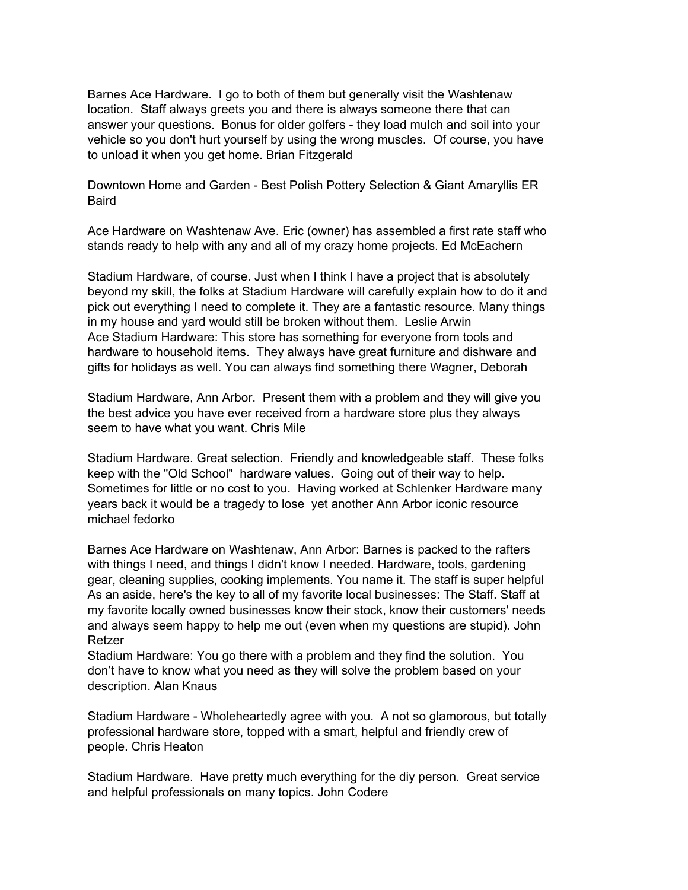Barnes Ace Hardware. I go to both of them but generally visit the Washtenaw location. Staff always greets you and there is always someone there that can answer your questions. Bonus for older golfers - they load mulch and soil into your vehicle so you don't hurt yourself by using the wrong muscles. Of course, you have to unload it when you get home. Brian Fitzgerald

Downtown Home and Garden - Best Polish Pottery Selection & Giant Amaryllis ER Baird

Ace Hardware on Washtenaw Ave. Eric (owner) has assembled a first rate staff who stands ready to help with any and all of my crazy home projects. Ed McEachern

Stadium Hardware, of course. Just when I think I have a project that is absolutely beyond my skill, the folks at Stadium Hardware will carefully explain how to do it and pick out everything I need to complete it. They are a fantastic resource. Many things in my house and yard would still be broken without them. Leslie Arwin
Ace Stadium Hardware: This store has something for everyone from tools and hardware to household items. They always have great furniture and dishware and gifts for holidays as well. You can always find something there Wagner, Deborah

Stadium Hardware, Ann Arbor. Present them with a problem and they will give you the best advice you have ever received from a hardware store plus they always seem to have what you want. Chris Mile

Stadium Hardware. Great selection. Friendly and knowledgeable staff. These folks keep with the "Old School" hardware values. Going out of their way to help. Sometimes for little or no cost to you. Having worked at Schlenker Hardware many years back it would be a tragedy to lose yet another Ann Arbor iconic resource michael fedorko

Barnes Ace Hardware on Washtenaw, Ann Arbor: Barnes is packed to the rafters with things I need, and things I didn't know I needed. Hardware, tools, gardening gear, cleaning supplies, cooking implements. You name it. The staff is super helpful As an aside, here's the key to all of my favorite local businesses: The Staff. Staff at my favorite locally owned businesses know their stock, know their customers' needs and always seem happy to help me out (even when my questions are stupid). John Retzer
Stadium Hardware: You go there with a problem and they find the solution. You don't have to know what you need as they will solve the problem based on your description. Alan Knaus

Stadium Hardware - Wholeheartedly agree with you. A not so glamorous, but totally professional hardware store, topped with a smart, helpful and friendly crew of people. Chris Heaton

Stadium Hardware. Have pretty much everything for the diy person. Great service and helpful professionals on many topics. John Codere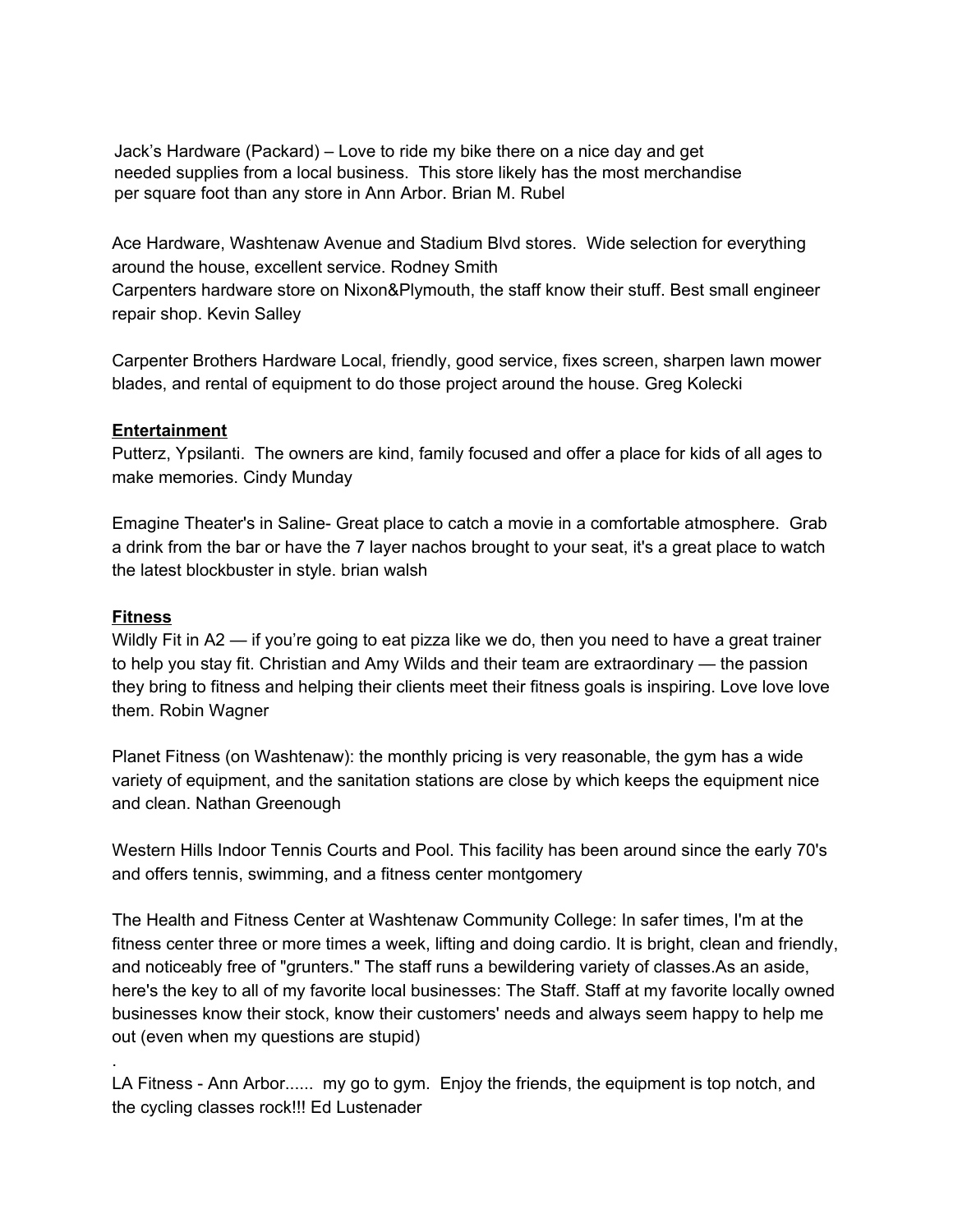Jack's Hardware (Packard) – Love to ride my bike there on a nice day and get needed supplies from a local business. This store likely has the most merchandise per square foot than any store in Ann Arbor. Brian M. Rubel

Ace Hardware, Washtenaw Avenue and Stadium Blvd stores. Wide selection for everything around the house, excellent service. Rodney Smith
Carpenters hardware store on Nixon&Plymouth, the staff know their stuff. Best small engineer repair shop. Kevin Salley

Carpenter Brothers Hardware Local, friendly, good service, fixes screen, sharpen lawn mower blades, and rental of equipment to do those project around the house. Greg Kolecki

**Entertainment**

Putterz, Ypsilanti. The owners are kind, family focused and offer a place for kids of all ages to make memories. Cindy Munday

Emagine Theater's in Saline- Great place to catch a movie in a comfortable atmosphere. Grab a drink from the bar or have the 7 layer nachos brought to your seat, it's a great place to watch the latest blockbuster in style. brian walsh

**Fitness**

Wildly Fit in A2 — if you're going to eat pizza like we do, then you need to have a great trainer to help you stay fit. Christian and Amy Wilds and their team are extraordinary — the passion they bring to fitness and helping their clients meet their fitness goals is inspiring. Love love love them. Robin Wagner

Planet Fitness (on Washtenaw): the monthly pricing is very reasonable, the gym has a wide variety of equipment, and the sanitation stations are close by which keeps the equipment nice and clean. Nathan Greenough

Western Hills Indoor Tennis Courts and Pool. This facility has been around since the early 70's and offers tennis, swimming, and a fitness center montgomery

The Health and Fitness Center at Washtenaw Community College: In safer times, I'm at the fitness center three or more times a week, lifting and doing cardio. It is bright, clean and friendly, and noticeably free of "grunters." The staff runs a bewildering variety of classes.As an aside, here's the key to all of my favorite local businesses: The Staff. Staff at my favorite locally owned businesses know their stock, know their customers' needs and always seem happy to help me out (even when my questions are stupid)

.

LA Fitness - Ann Arbor...... my go to gym. Enjoy the friends, the equipment is top notch, and the cycling classes rock!!! Ed Lustenader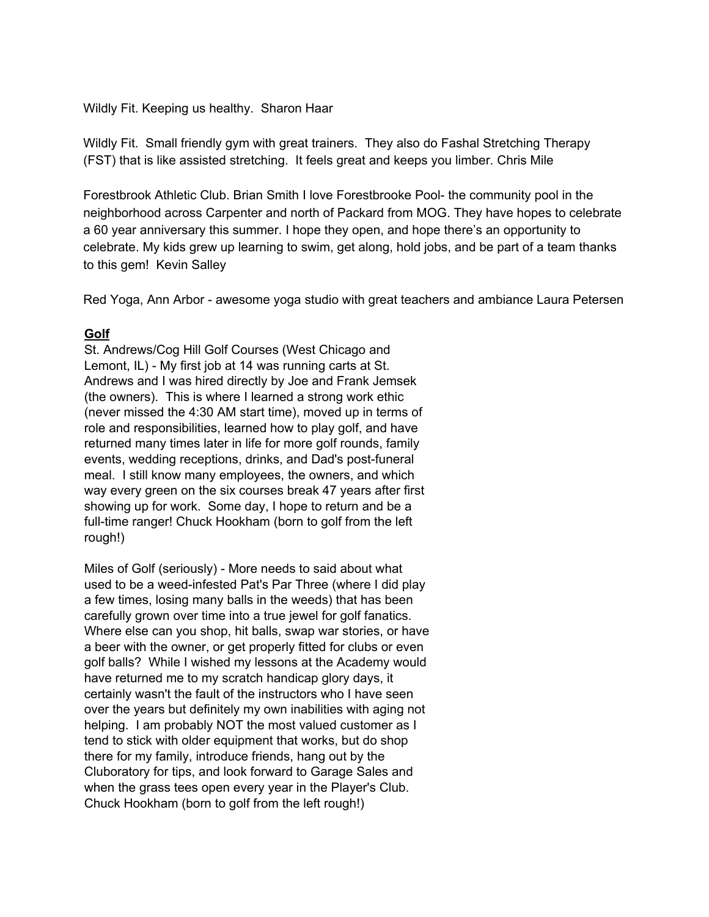Wildly Fit. Keeping us healthy.  Sharon Haar

Wildly Fit.  Small friendly gym with great trainers.  They also do Fashal Stretching Therapy (FST) that is like assisted stretching.  It feels great and keeps you limber. Chris Mile

Forestbrook Athletic Club. Brian Smith I love Forestbrooke Pool- the community pool in the neighborhood across Carpenter and north of Packard from MOG. They have hopes to celebrate a 60 year anniversary this summer. I hope they open, and hope there's an opportunity to celebrate. My kids grew up learning to swim, get along, hold jobs, and be part of a team thanks to this gem!  Kevin Salley

Red Yoga, Ann Arbor - awesome yoga studio with great teachers and ambiance Laura Petersen

**Golf**

St. Andrews/Cog Hill Golf Courses (West Chicago and Lemont, IL) - My first job at 14 was running carts at St. Andrews and I was hired directly by Joe and Frank Jemsek (the owners).  This is where I learned a strong work ethic (never missed the 4:30 AM start time), moved up in terms of role and responsibilities, learned how to play golf, and have returned many times later in life for more golf rounds, family events, wedding receptions, drinks, and Dad's post-funeral meal.  I still know many employees, the owners, and which way every green on the six courses break 47 years after first showing up for work.  Some day, I hope to return and be a full-time ranger! Chuck Hookham (born to golf from the left rough!)

Miles of Golf (seriously) - More needs to said about what used to be a weed-infested Pat's Par Three (where I did play a few times, losing many balls in the weeds) that has been carefully grown over time into a true jewel for golf fanatics. Where else can you shop, hit balls, swap war stories, or have a beer with the owner, or get properly fitted for clubs or even golf balls?  While I wished my lessons at the Academy would have returned me to my scratch handicap glory days, it certainly wasn't the fault of the instructors who I have seen over the years but definitely my own inabilities with aging not helping.  I am probably NOT the most valued customer as I tend to stick with older equipment that works, but do shop there for my family, introduce friends, hang out by the Cluboratory for tips, and look forward to Garage Sales and when the grass tees open every year in the Player's Club. Chuck Hookham (born to golf from the left rough!)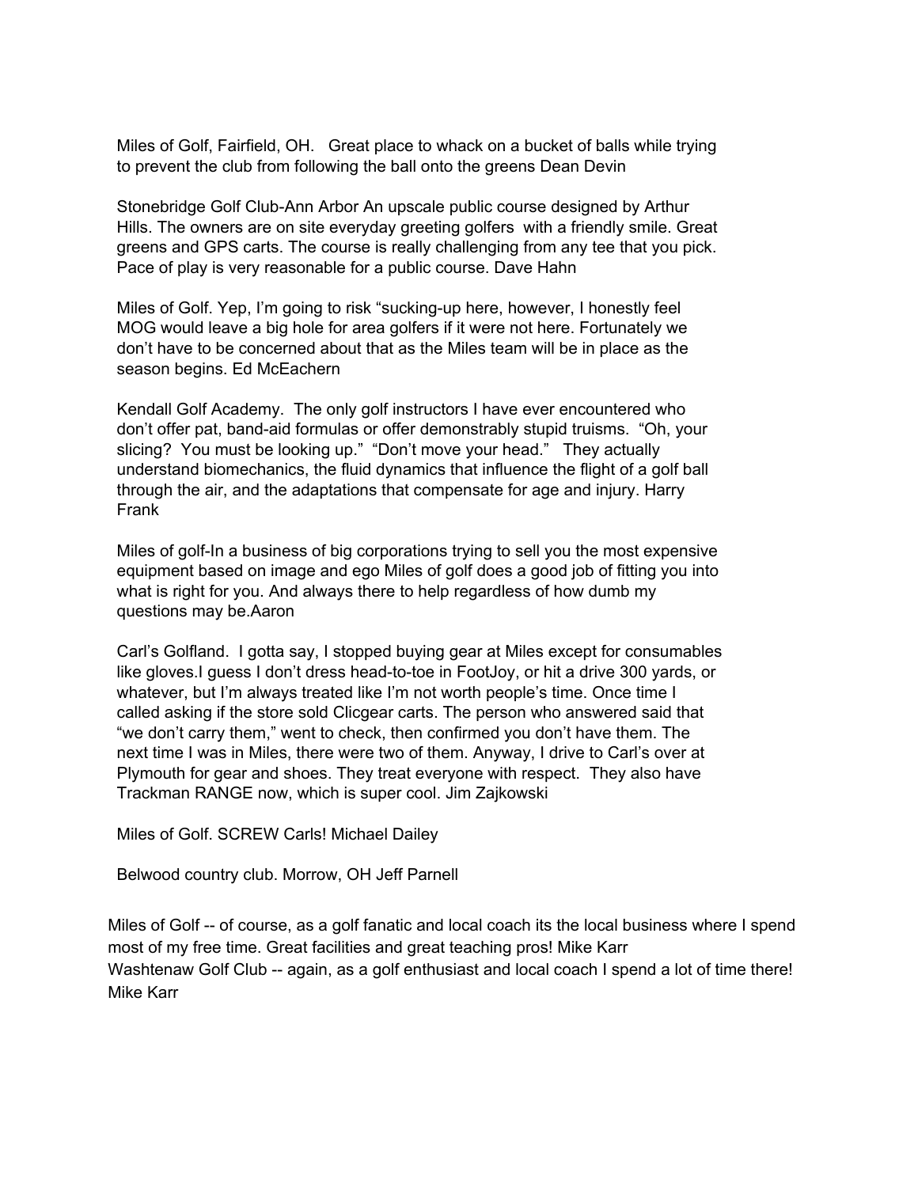Miles of Golf, Fairfield, OH.   Great place to whack on a bucket of balls while trying to prevent the club from following the ball onto the greens Dean Devin

Stonebridge Golf Club-Ann Arbor An upscale public course designed by Arthur Hills. The owners are on site everyday greeting golfers  with a friendly smile. Great greens and GPS carts. The course is really challenging from any tee that you pick. Pace of play is very reasonable for a public course. Dave Hahn

Miles of Golf. Yep, I'm going to risk "sucking-up here, however, I honestly feel MOG would leave a big hole for area golfers if it were not here. Fortunately we don't have to be concerned about that as the Miles team will be in place as the season begins. Ed McEachern

Kendall Golf Academy.  The only golf instructors I have ever encountered who don't offer pat, band-aid formulas or offer demonstrably stupid truisms.  "Oh, your slicing?  You must be looking up."  "Don't move your head."   They actually understand biomechanics, the fluid dynamics that influence the flight of a golf ball through the air, and the adaptations that compensate for age and injury. Harry Frank

Miles of golf-In a business of big corporations trying to sell you the most expensive equipment based on image and ego Miles of golf does a good job of fitting you into what is right for you. And always there to help regardless of how dumb my questions may be.Aaron

Carl's Golfland.  I gotta say, I stopped buying gear at Miles except for consumables like gloves.I guess I don't dress head-to-toe in FootJoy, or hit a drive 300 yards, or whatever, but I'm always treated like I'm not worth people's time. Once time I called asking if the store sold Clicgear carts. The person who answered said that "we don't carry them," went to check, then confirmed you don't have them. The next time I was in Miles, there were two of them. Anyway, I drive to Carl's over at Plymouth for gear and shoes. They treat everyone with respect.  They also have Trackman RANGE now, which is super cool. Jim Zajkowski

Miles of Golf. SCREW Carls! Michael Dailey

Belwood country club. Morrow, OH Jeff Parnell

Miles of Golf -- of course, as a golf fanatic and local coach its the local business where I spend most of my free time. Great facilities and great teaching pros! Mike Karr
Washtenaw Golf Club -- again, as a golf enthusiast and local coach I spend a lot of time there! Mike Karr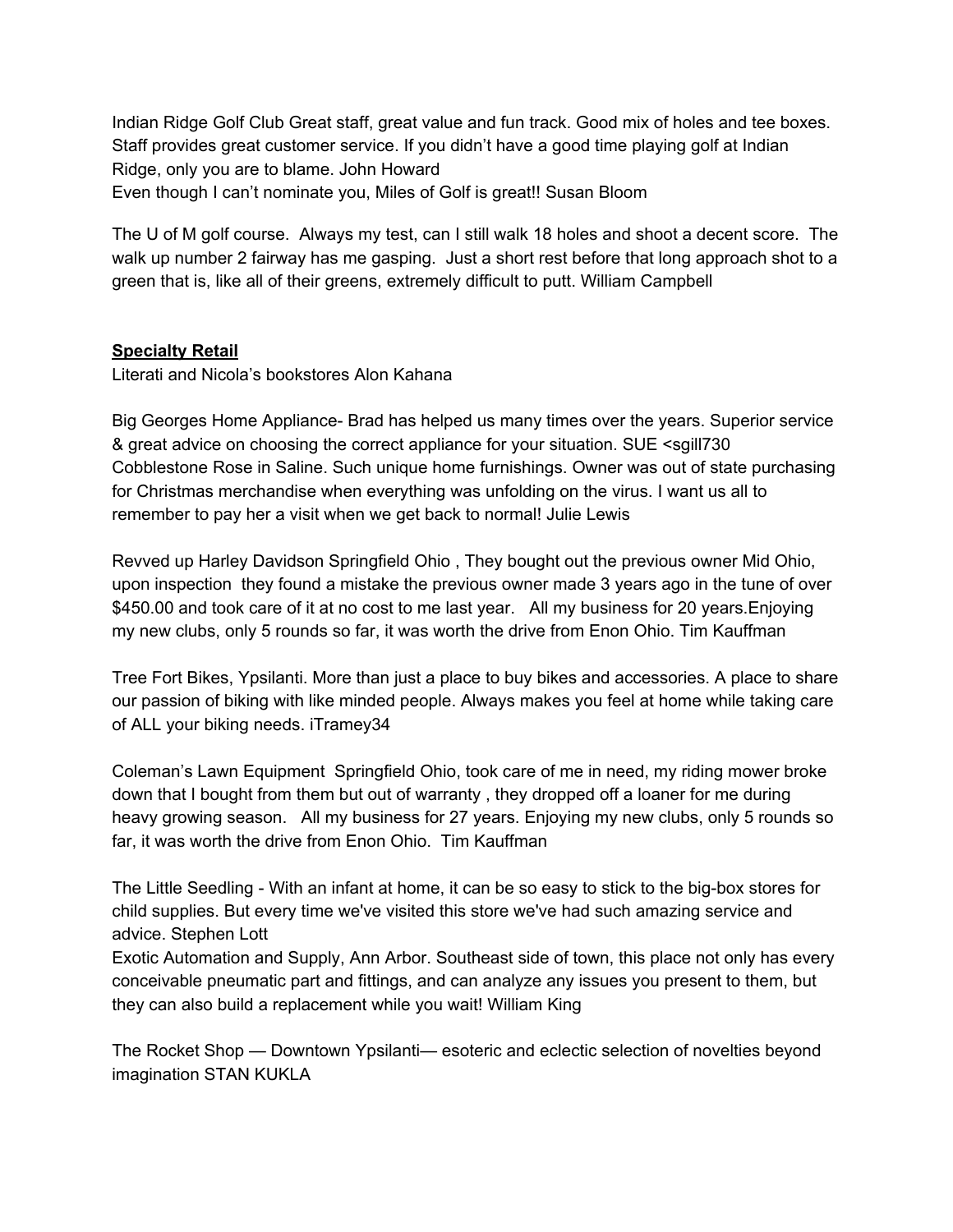Indian Ridge Golf Club Great staff, great value and fun track. Good mix of holes and tee boxes. Staff provides great customer service. If you didn't have a good time playing golf at Indian Ridge, only you are to blame. John Howard
Even though I can't nominate you, Miles of Golf is great!! Susan Bloom

The U of M golf course. Always my test, can I still walk 18 holes and shoot a decent score. The walk up number 2 fairway has me gasping. Just a short rest before that long approach shot to a green that is, like all of their greens, extremely difficult to putt. William Campbell

**Specialty Retail**
Literati and Nicola's bookstores Alon Kahana

Big Georges Home Appliance- Brad has helped us many times over the years. Superior service & great advice on choosing the correct appliance for your situation. SUE <sgill730
Cobblestone Rose in Saline. Such unique home furnishings. Owner was out of state purchasing for Christmas merchandise when everything was unfolding on the virus. I want us all to remember to pay her a visit when we get back to normal! Julie Lewis

Revved up Harley Davidson Springfield Ohio , They bought out the previous owner Mid Ohio, upon inspection they found a mistake the previous owner made 3 years ago in the tune of over $450.00 and took care of it at no cost to me last year. All my business for 20 years.Enjoying my new clubs, only 5 rounds so far, it was worth the drive from Enon Ohio. Tim Kauffman

Tree Fort Bikes, Ypsilanti. More than just a place to buy bikes and accessories. A place to share our passion of biking with like minded people. Always makes you feel at home while taking care of ALL your biking needs. iTramey34

Coleman's Lawn Equipment Springfield Ohio, took care of me in need, my riding mower broke down that I bought from them but out of warranty , they dropped off a loaner for me during heavy growing season. All my business for 27 years. Enjoying my new clubs, only 5 rounds so far, it was worth the drive from Enon Ohio. Tim Kauffman

The Little Seedling - With an infant at home, it can be so easy to stick to the big-box stores for child supplies. But every time we've visited this store we've had such amazing service and advice. Stephen Lott
Exotic Automation and Supply, Ann Arbor. Southeast side of town, this place not only has every conceivable pneumatic part and fittings, and can analyze any issues you present to them, but they can also build a replacement while you wait! William King

The Rocket Shop — Downtown Ypsilanti— esoteric and eclectic selection of novelties beyond imagination STAN KUKLA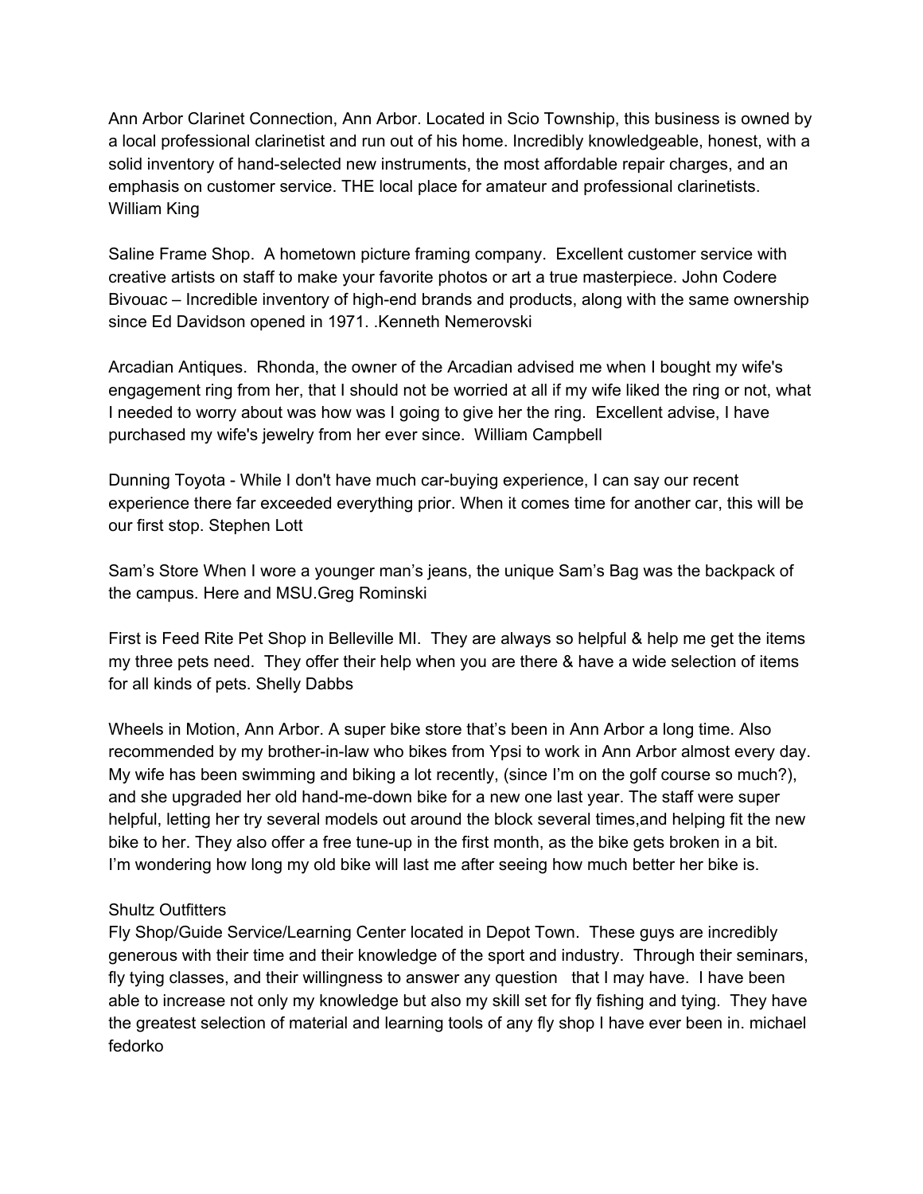Ann Arbor Clarinet Connection, Ann Arbor. Located in Scio Township, this business is owned by a local professional clarinetist and run out of his home. Incredibly knowledgeable, honest, with a solid inventory of hand-selected new instruments, the most affordable repair charges, and an emphasis on customer service. THE local place for amateur and professional clarinetists. William King

Saline Frame Shop. A hometown picture framing company. Excellent customer service with creative artists on staff to make your favorite photos or art a true masterpiece. John Codere
Bivouac – Incredible inventory of high-end brands and products, along with the same ownership since Ed Davidson opened in 1971. .Kenneth Nemerovski

Arcadian Antiques. Rhonda, the owner of the Arcadian advised me when I bought my wife's engagement ring from her, that I should not be worried at all if my wife liked the ring or not, what I needed to worry about was how was I going to give her the ring. Excellent advise, I have purchased my wife's jewelry from her ever since. William Campbell

Dunning Toyota - While I don't have much car-buying experience, I can say our recent experience there far exceeded everything prior. When it comes time for another car, this will be our first stop. Stephen Lott

Sam's Store When I wore a younger man's jeans, the unique Sam's Bag was the backpack of the campus. Here and MSU.Greg Rominski

First is Feed Rite Pet Shop in Belleville MI. They are always so helpful & help me get the items my three pets need. They offer their help when you are there & have a wide selection of items for all kinds of pets. Shelly Dabbs

Wheels in Motion, Ann Arbor. A super bike store that's been in Ann Arbor a long time. Also recommended by my brother-in-law who bikes from Ypsi to work in Ann Arbor almost every day. My wife has been swimming and biking a lot recently, (since I'm on the golf course so much?), and she upgraded her old hand-me-down bike for a new one last year. The staff were super helpful, letting her try several models out around the block several times,and helping fit the new bike to her. They also offer a free tune-up in the first month, as the bike gets broken in a bit. I'm wondering how long my old bike will last me after seeing how much better her bike is.

Shultz Outfitters
Fly Shop/Guide Service/Learning Center located in Depot Town. These guys are incredibly generous with their time and their knowledge of the sport and industry. Through their seminars, fly tying classes, and their willingness to answer any question that I may have. I have been able to increase not only my knowledge but also my skill set for fly fishing and tying. They have the greatest selection of material and learning tools of any fly shop I have ever been in. michael fedorko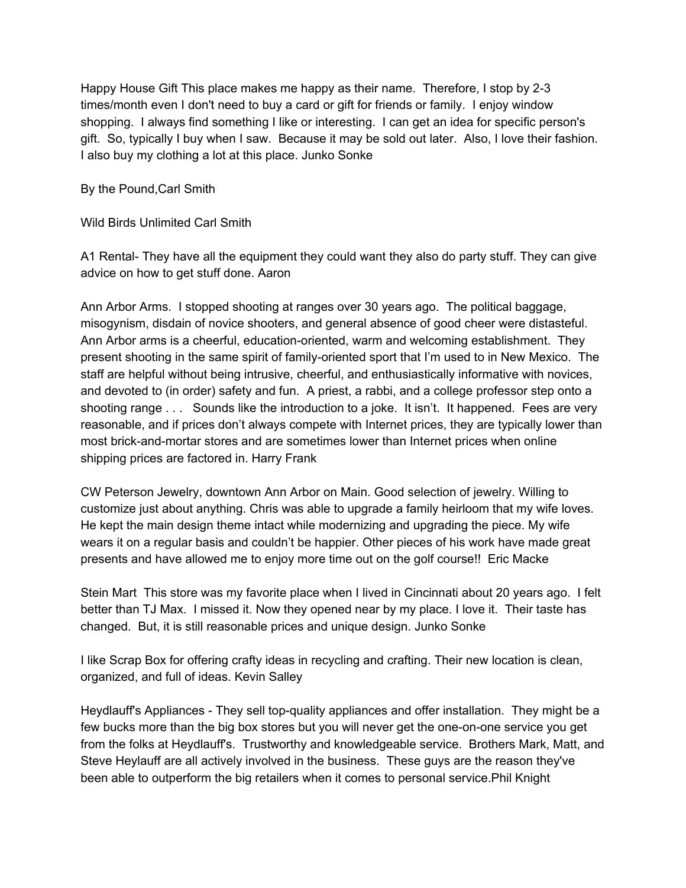Happy House Gift This place makes me happy as their name. Therefore, I stop by 2-3 times/month even I don't need to buy a card or gift for friends or family. I enjoy window shopping. I always find something I like or interesting. I can get an idea for specific person's gift. So, typically I buy when I saw. Because it may be sold out later. Also, I love their fashion. I also buy my clothing a lot at this place. Junko Sonke

By the Pound,Carl Smith

Wild Birds Unlimited Carl Smith

A1 Rental- They have all the equipment they could want they also do party stuff. They can give advice on how to get stuff done. Aaron

Ann Arbor Arms. I stopped shooting at ranges over 30 years ago. The political baggage, misogynism, disdain of novice shooters, and general absence of good cheer were distasteful. Ann Arbor arms is a cheerful, education-oriented, warm and welcoming establishment. They present shooting in the same spirit of family-oriented sport that I'm used to in New Mexico. The staff are helpful without being intrusive, cheerful, and enthusiastically informative with novices, and devoted to (in order) safety and fun. A priest, a rabbi, and a college professor step onto a shooting range . . . Sounds like the introduction to a joke. It isn't. It happened. Fees are very reasonable, and if prices don't always compete with Internet prices, they are typically lower than most brick-and-mortar stores and are sometimes lower than Internet prices when online shipping prices are factored in. Harry Frank

CW Peterson Jewelry, downtown Ann Arbor on Main. Good selection of jewelry. Willing to customize just about anything. Chris was able to upgrade a family heirloom that my wife loves. He kept the main design theme intact while modernizing and upgrading the piece. My wife wears it on a regular basis and couldn't be happier. Other pieces of his work have made great presents and have allowed me to enjoy more time out on the golf course!! Eric Macke

Stein Mart This store was my favorite place when I lived in Cincinnati about 20 years ago. I felt better than TJ Max. I missed it. Now they opened near by my place. I love it. Their taste has changed. But, it is still reasonable prices and unique design. Junko Sonke

I like Scrap Box for offering crafty ideas in recycling and crafting. Their new location is clean, organized, and full of ideas. Kevin Salley

Heydlauff's Appliances - They sell top-quality appliances and offer installation. They might be a few bucks more than the big box stores but you will never get the one-on-one service you get from the folks at Heydlauff's. Trustworthy and knowledgeable service. Brothers Mark, Matt, and Steve Heylauff are all actively involved in the business. These guys are the reason they've been able to outperform the big retailers when it comes to personal service.Phil Knight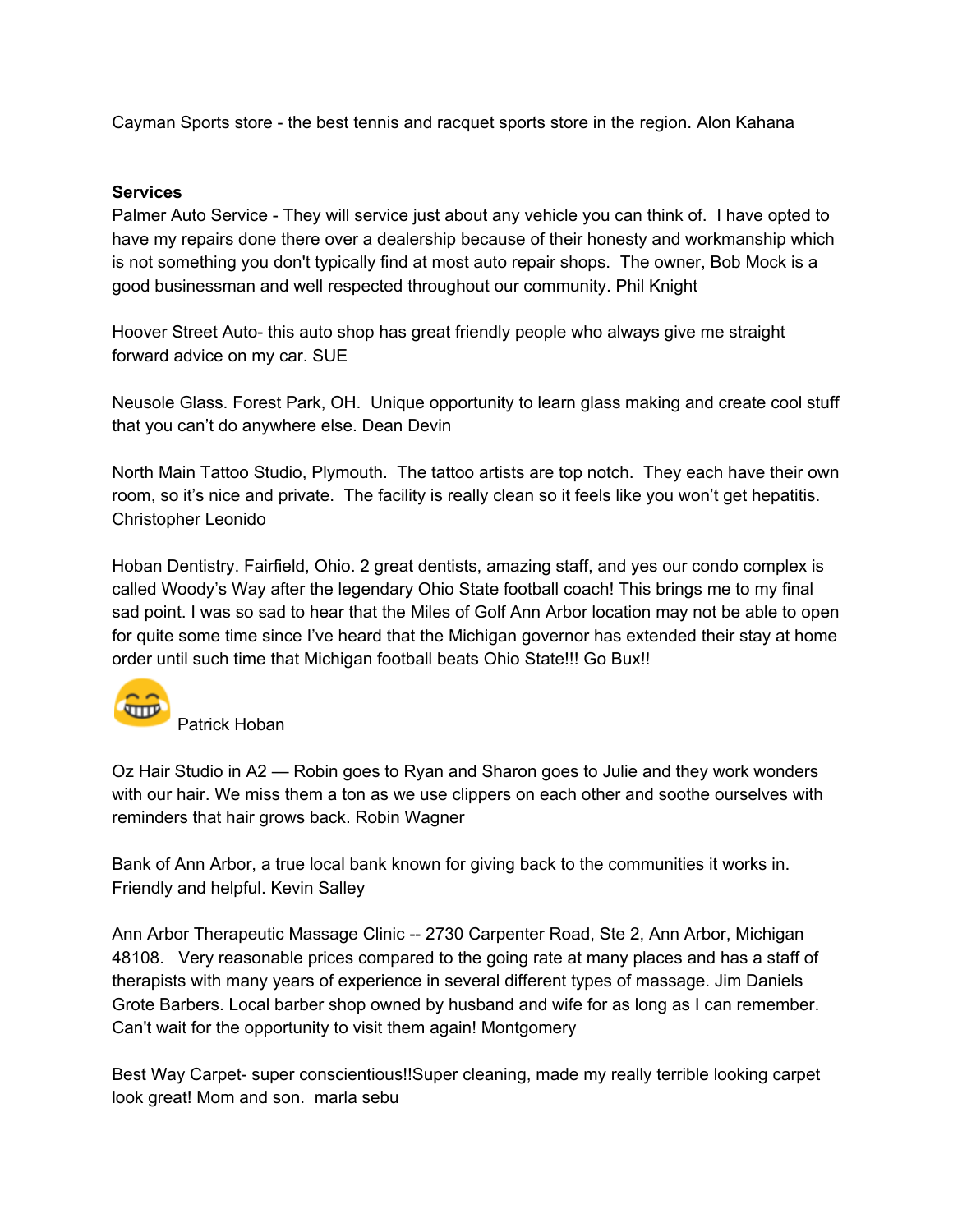Cayman Sports store - the best tennis and racquet sports store in the region. Alon Kahana

**Services**

Palmer Auto Service - They will service just about any vehicle you can think of. I have opted to have my repairs done there over a dealership because of their honesty and workmanship which is not something you don't typically find at most auto repair shops. The owner, Bob Mock is a good businessman and well respected throughout our community. Phil Knight

Hoover Street Auto- this auto shop has great friendly people who always give me straight forward advice on my car. SUE

Neusole Glass. Forest Park, OH. Unique opportunity to learn glass making and create cool stuff that you can't do anywhere else. Dean Devin

North Main Tattoo Studio, Plymouth. The tattoo artists are top notch. They each have their own room, so it's nice and private. The facility is really clean so it feels like you won't get hepatitis. Christopher Leonido

Hoban Dentistry. Fairfield, Ohio. 2 great dentists, amazing staff, and yes our condo complex is called Woody's Way after the legendary Ohio State football coach! This brings me to my final sad point. I was so sad to hear that the Miles of Golf Ann Arbor location may not be able to open for quite some time since I've heard that the Michigan governor has extended their stay at home order until such time that Michigan football beats Ohio State!!! Go Bux!!

😆 Patrick Hoban

Oz Hair Studio in A2 — Robin goes to Ryan and Sharon goes to Julie and they work wonders with our hair. We miss them a ton as we use clippers on each other and soothe ourselves with reminders that hair grows back. Robin Wagner

Bank of Ann Arbor, a true local bank known for giving back to the communities it works in. Friendly and helpful. Kevin Salley

Ann Arbor Therapeutic Massage Clinic -- 2730 Carpenter Road, Ste 2, Ann Arbor, Michigan 48108. Very reasonable prices compared to the going rate at many places and has a staff of therapists with many years of experience in several different types of massage. Jim Daniels
Grote Barbers. Local barber shop owned by husband and wife for as long as I can remember. Can't wait for the opportunity to visit them again! Montgomery

Best Way Carpet- super conscientious!!Super cleaning, made my really terrible looking carpet look great! Mom and son. marla sebu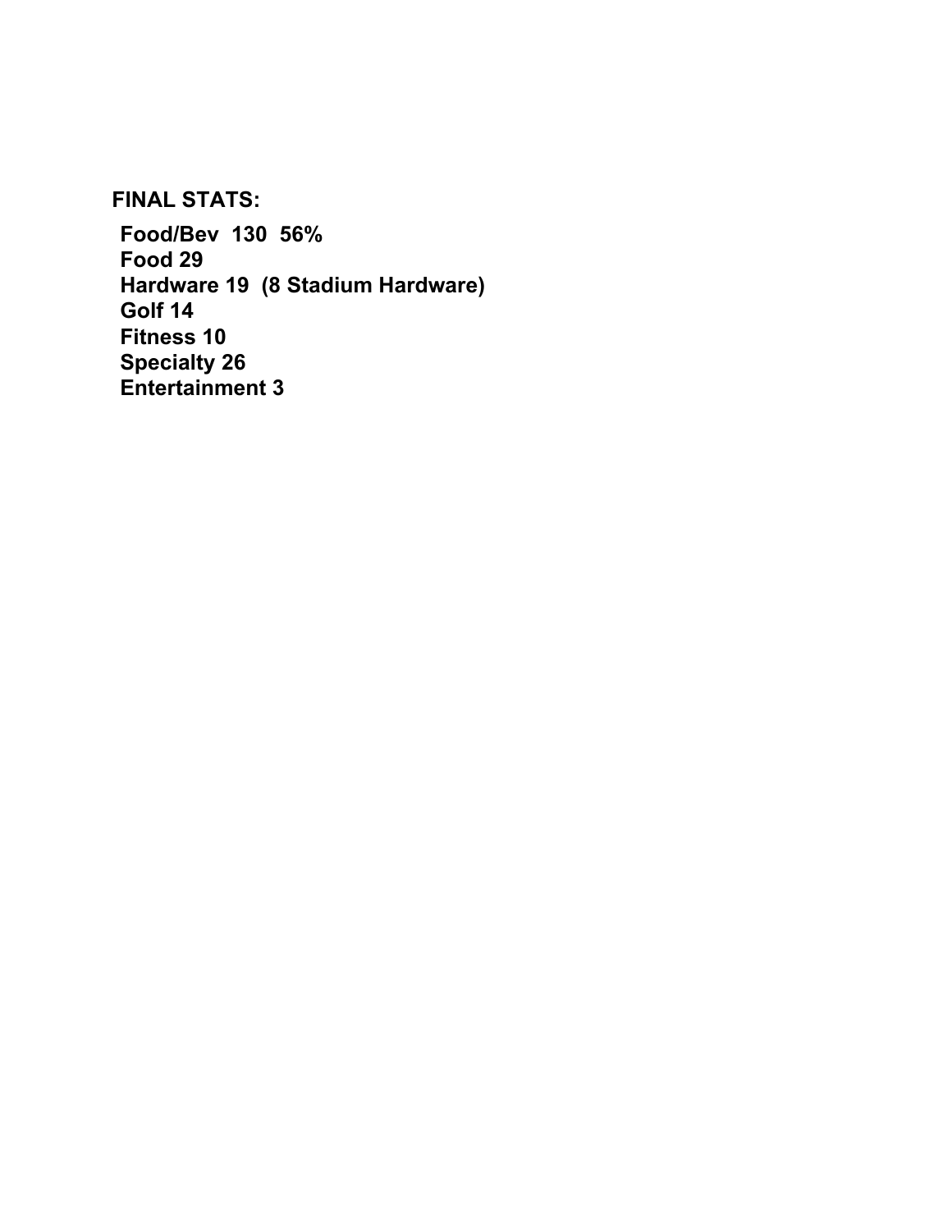**FINAL STATS:**

**Food/Bev 130 56%**
**Food 29**
**Hardware 19 (8 Stadium Hardware)**
**Golf 14**
**Fitness 10**
**Specialty 26**
**Entertainment 3**